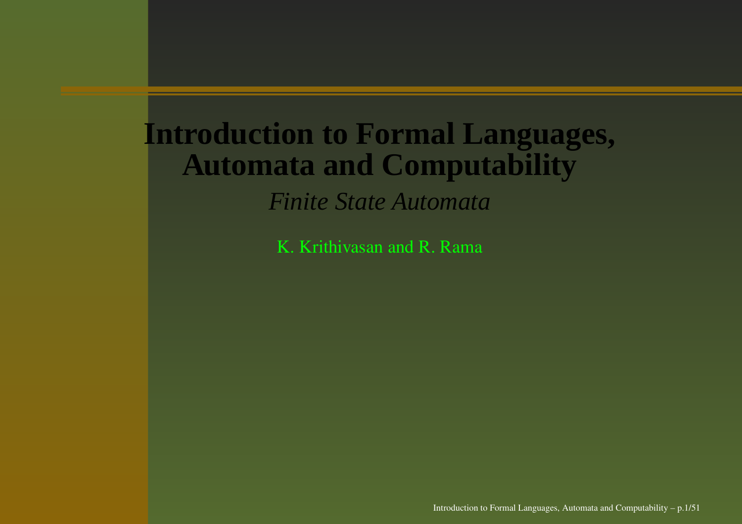# Introduction to Formal Languages, Automata and Computability

*Finite State Automata*

K. Krithivasan and R. Rama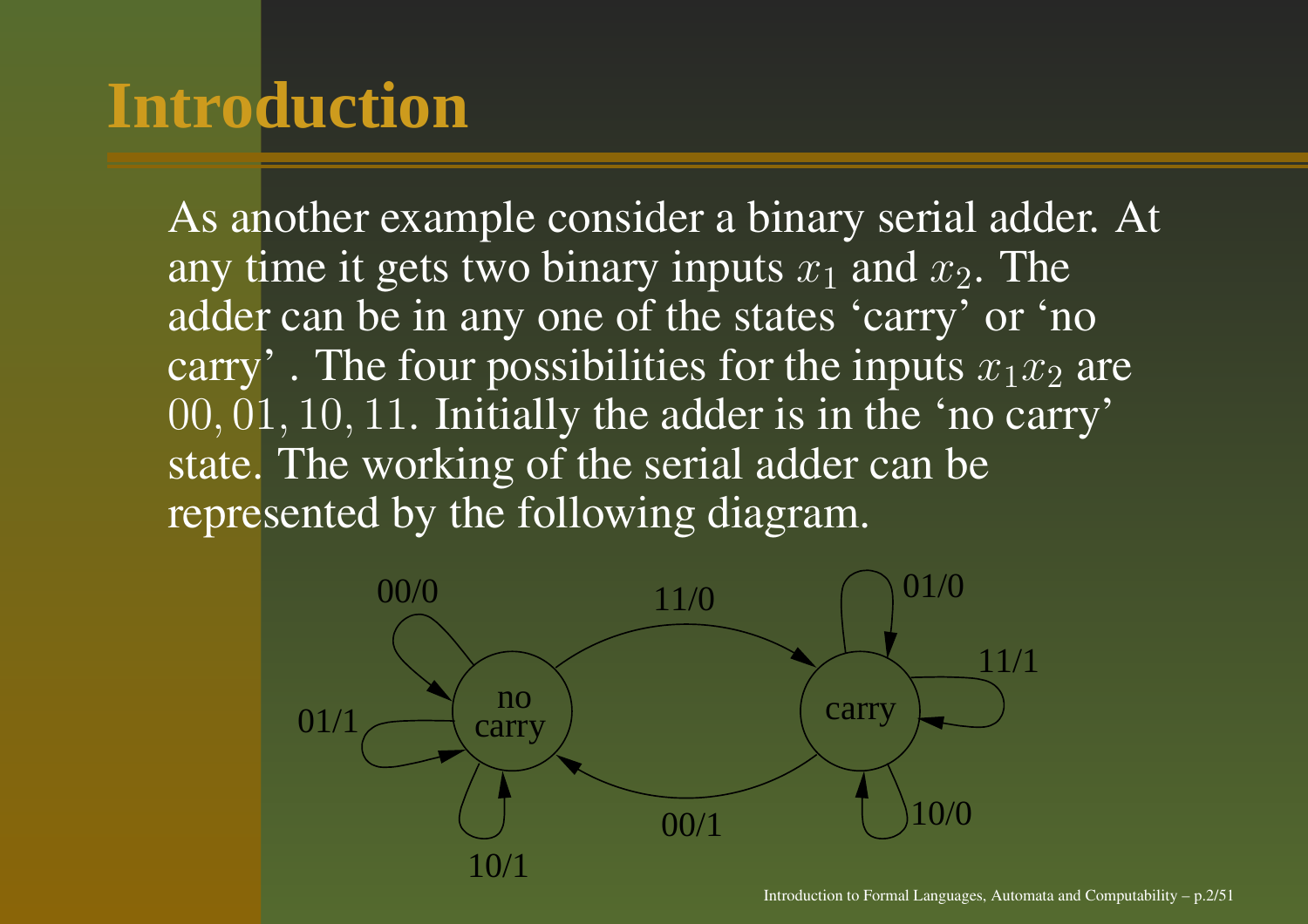# Introduction

As another example consider a binary serial adder. At any time it gets two binary inputs $x_1$ and $x_2$. The adder can be in any one of the states ‘carry’ or ‘no carry’ . The four possibilities for the inputs $x_1 x_2$ are $00, 01, 10, 11$. Initially the adder is in the ‘no carry’ state. The working of the serial adder can be represented by the following diagram.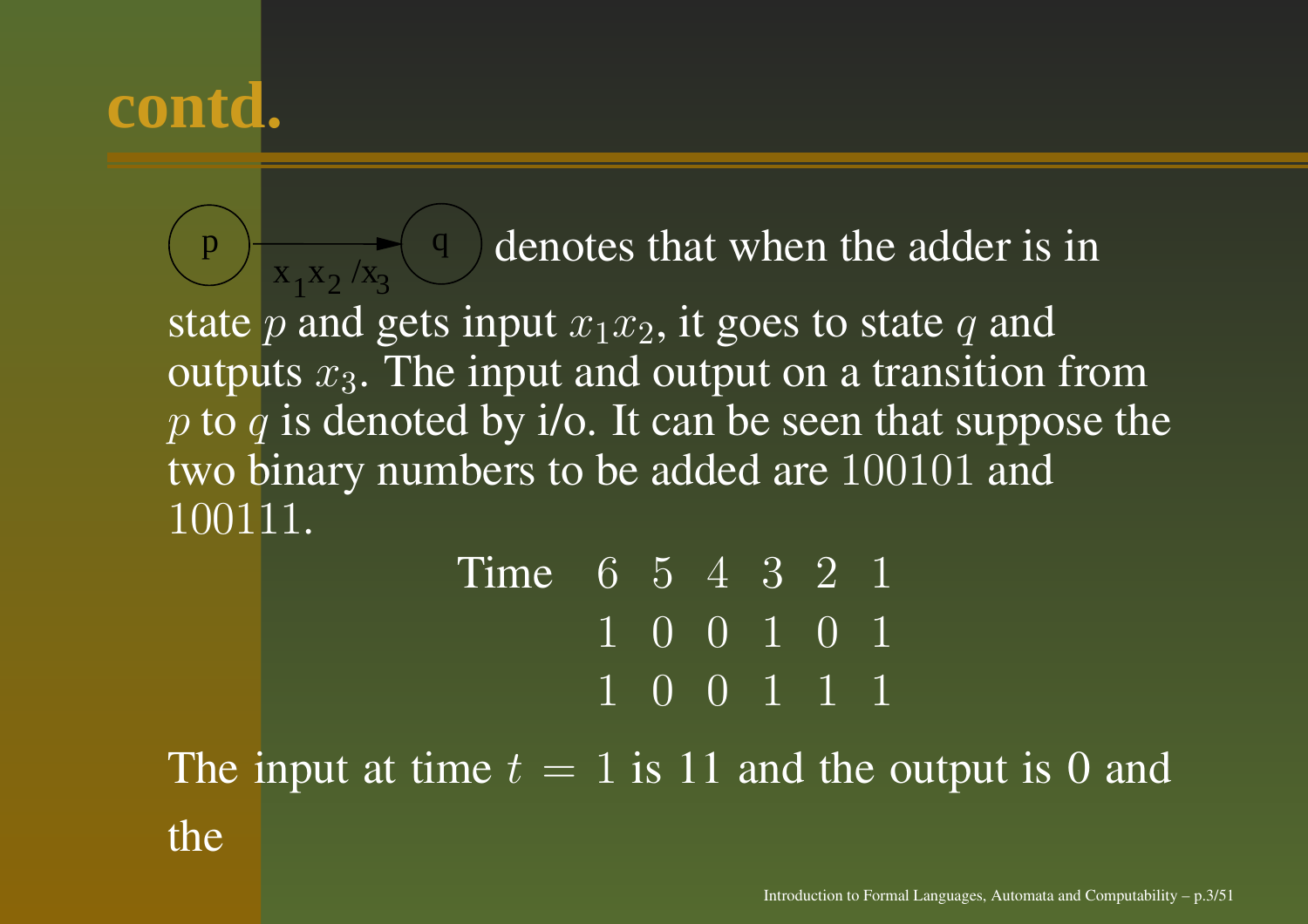# contd.

(p) —$x_1x_2/x_3$→ (q) denotes that when the adder is in state $p$ and gets input $x_1x_2$, it goes to state $q$ and outputs $x_3$. The input and output on a transition from $p$ to $q$ is denoted by i/o. It can be seen that suppose the two binary numbers to be added are 100101 and 100111.

| Time | 6 | 5 | 4 | 3 | 2 | 1 |
|---|---|---|---|---|---|---|
| | 1 | 0 | 0 | 1 | 0 | 1 |
| | 1 | 0 | 0 | 1 | 1 | 1 |

The input at time $t = 1$ is 11 and the output is 0 and the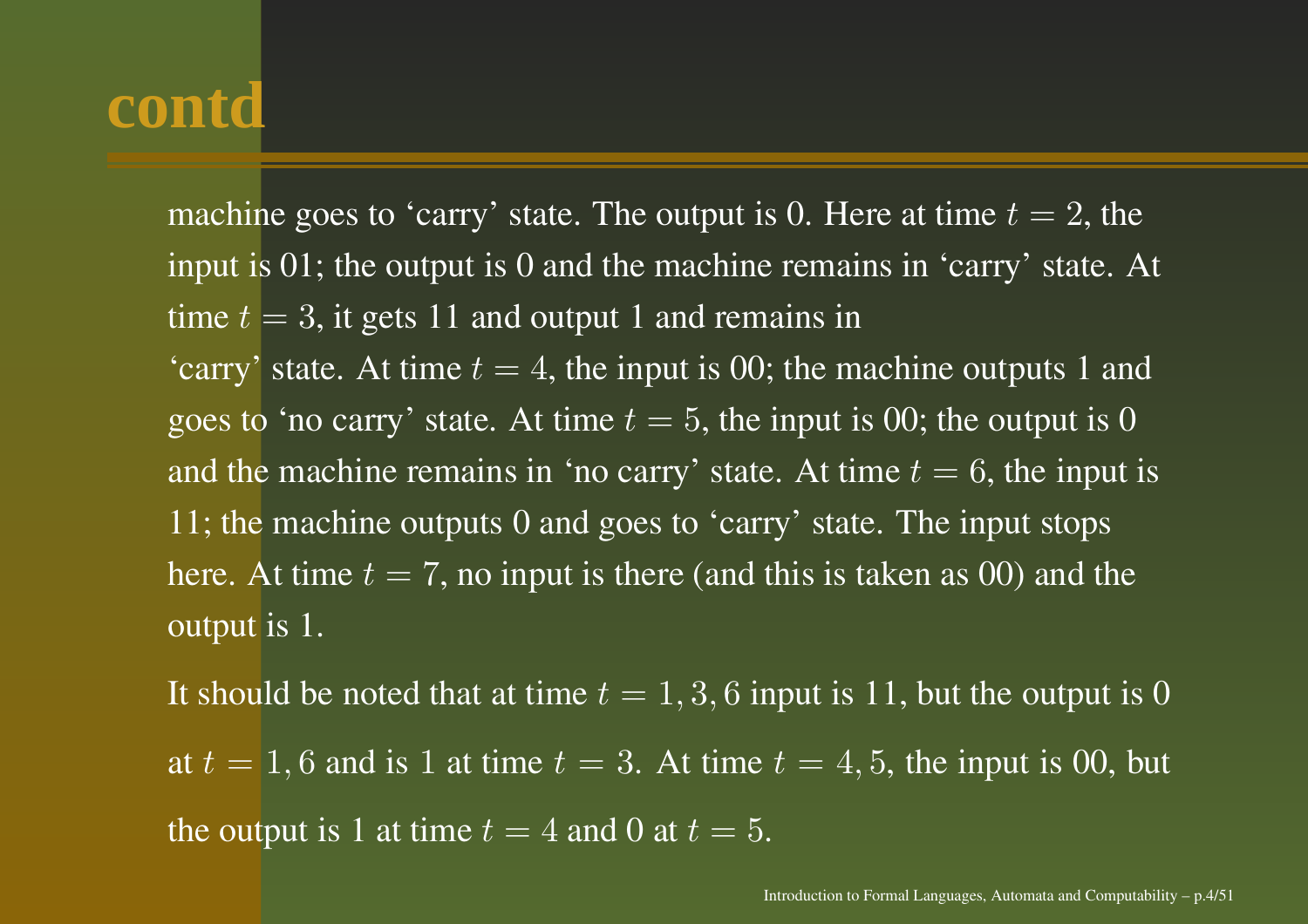# contd

machine goes to ‘carry’ state. The output is 0. Here at time $t = 2$, the input is 01; the output is 0 and the machine remains in ‘carry’ state. At time $t = 3$, it gets 11 and output 1 and remains in ‘carry’ state. At time $t = 4$, the input is 00; the machine outputs 1 and goes to ‘no carry’ state. At time $t = 5$, the input is 00; the output is 0 and the machine remains in ‘no carry’ state. At time $t = 6$, the input is 11; the machine outputs 0 and goes to ‘carry’ state. The input stops here. At time $t = 7$, no input is there (and this is taken as 00) and the output is 1.

It should be noted that at time $t = 1, 3, 6$ input is 11, but the output is 0 at $t = 1, 6$ and is 1 at time $t = 3$. At time $t = 4, 5$, the input is 00, but the output is 1 at time $t = 4$ and 0 at $t = 5$.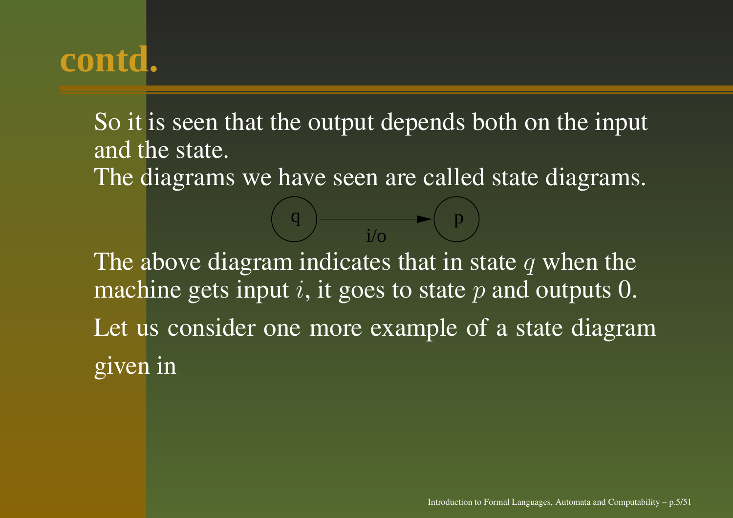# contd.

So it is seen that the output depends both on the input and the state.

The diagrams we have seen are called state diagrams.

q —— i/o ——> p

The above diagram indicates that in state $q$ when the machine gets input $i$, it goes to state $p$ and outputs 0.

Let us consider one more example of a state diagram given in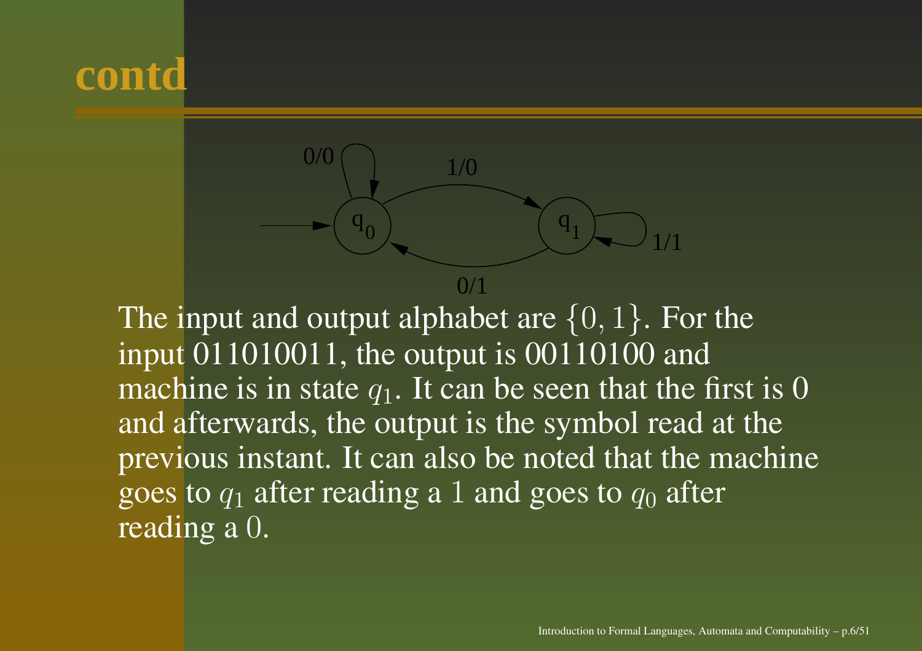# contd

The input and output alphabet are $\{0, 1\}$. For the input 011010011, the output is 00110100 and machine is in state $q_1$. It can be seen that the first is 0 and afterwards, the output is the symbol read at the previous instant. It can also be noted that the machine goes to $q_1$ after reading a 1 and goes to $q_0$ after reading a 0.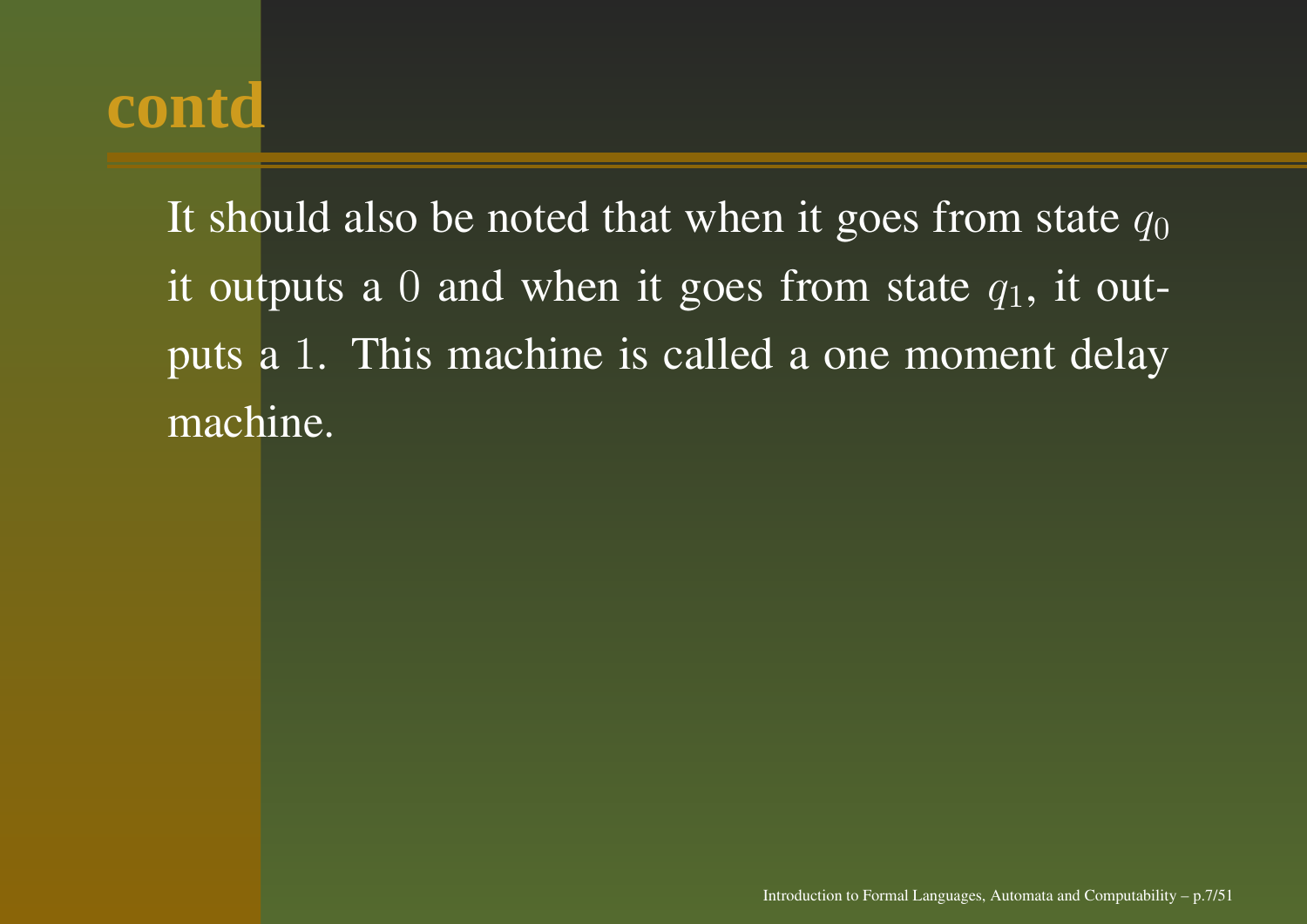# contd

It should also be noted that when it goes from state $q_0$ it outputs a $0$ and when it goes from state $q_1$, it outputs a $1$. This machine is called a one moment delay machine.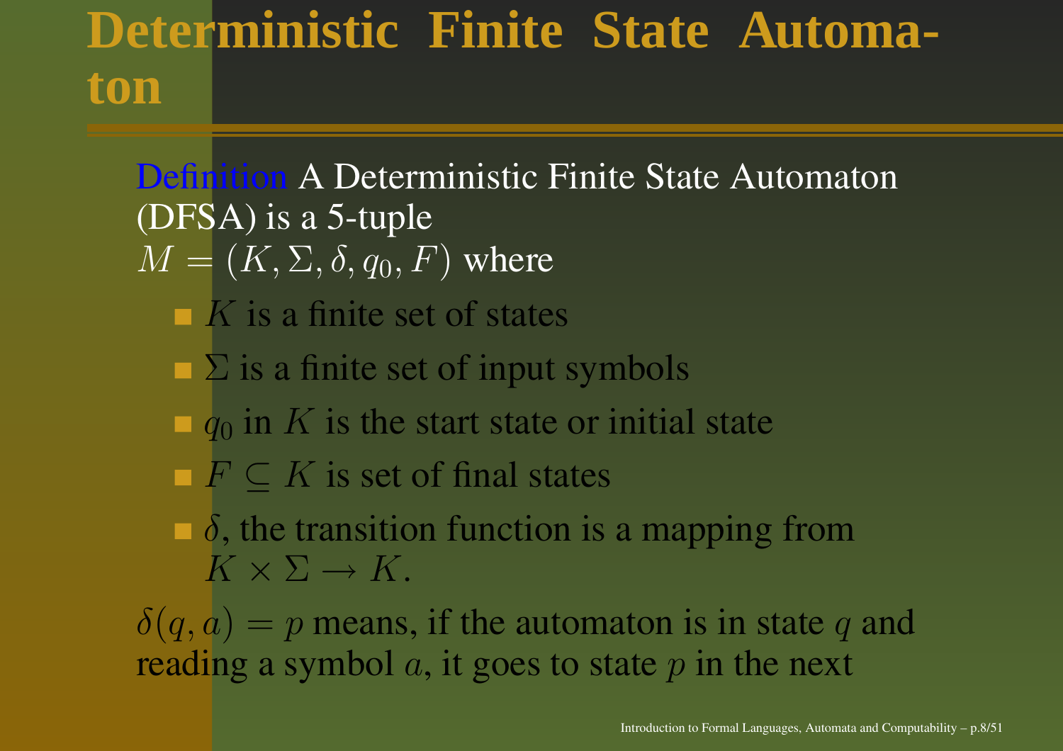# Deterministic Finite State Automaton

Definition A Deterministic Finite State Automaton (DFSA) is a 5-tuple
$M = (K, \Sigma, \delta, q_0, F)$ where

- $K$ is a finite set of states
- $\Sigma$ is a finite set of input symbols
- $q_0$ in $K$ is the start state or initial state
- $F \subseteq K$ is set of final states
- $\delta$, the transition function is a mapping from $K \times \Sigma \rightarrow K$.

$\delta(q, a) = p$ means, if the automaton is in state $q$ and reading a symbol $a$, it goes to state $p$ in the next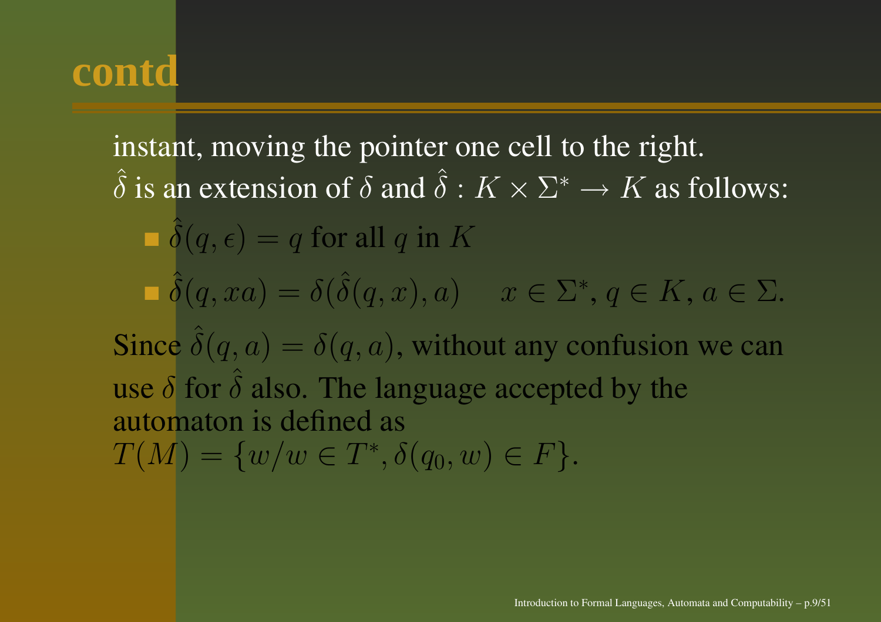## contd

instant, moving the pointer one cell to the right.

$\hat{\delta}$ is an extension of $\delta$ and $\hat{\delta} : K \times \Sigma^* \rightarrow K$ as follows:

- $\hat{\delta}(q, \epsilon) = q$ for all $q$ in $K$
- $\hat{\delta}(q, xa) = \delta(\hat{\delta}(q, x), a) \quad x \in \Sigma^*, q \in K, a \in \Sigma.$

Since $\hat{\delta}(q, a) = \delta(q, a)$, without any confusion we can use $\delta$ for $\hat{\delta}$ also. The language accepted by the automaton is defined as

$T(M) = \{w / w \in T^*, \delta(q_0, w) \in F\}.$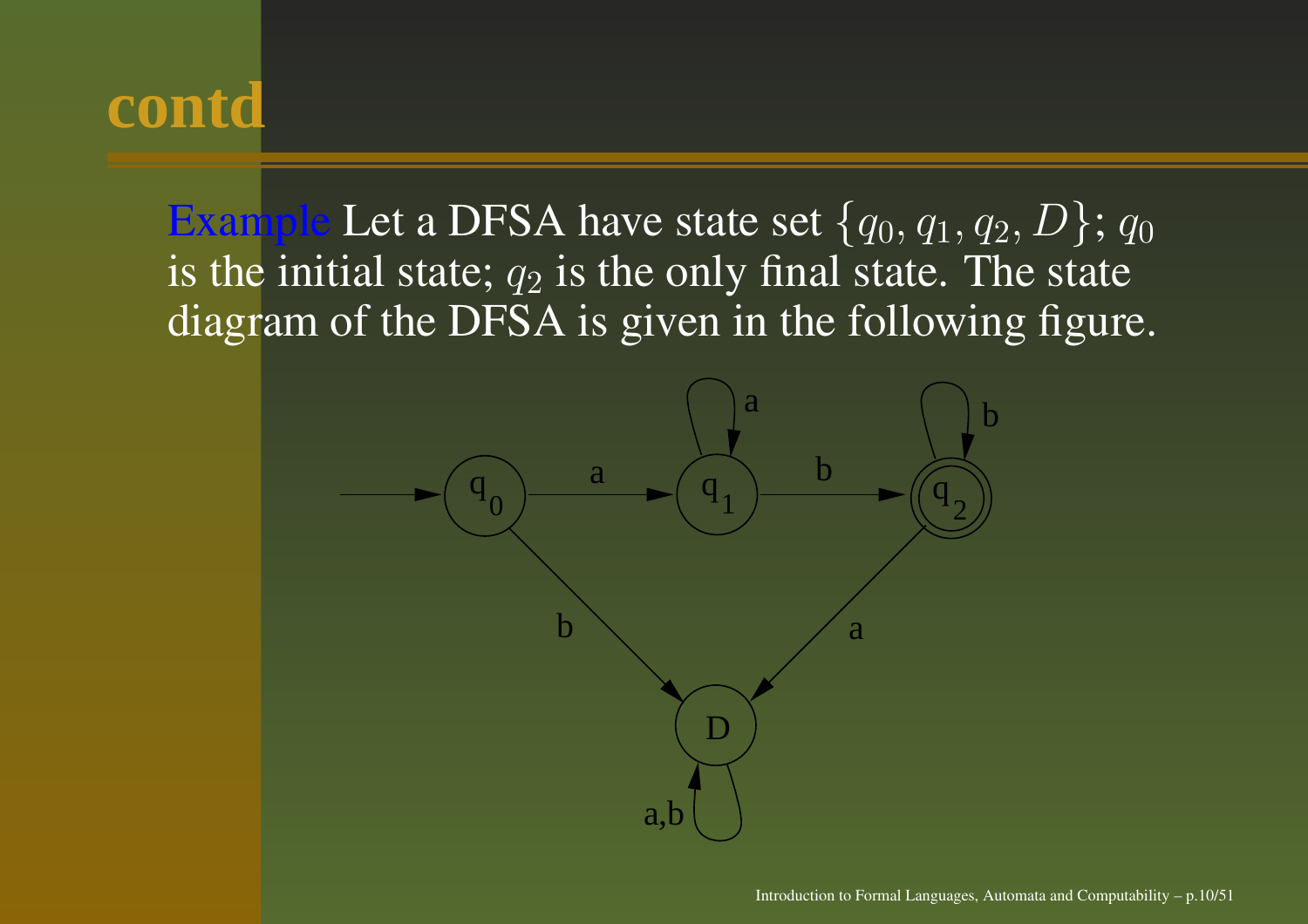# contd

Example Let a DFSA have state set $\{q_0, q_1, q_2, D\}$; $q_0$ is the initial state; $q_2$ is the only final state. The state diagram of the DFSA is given in the following figure.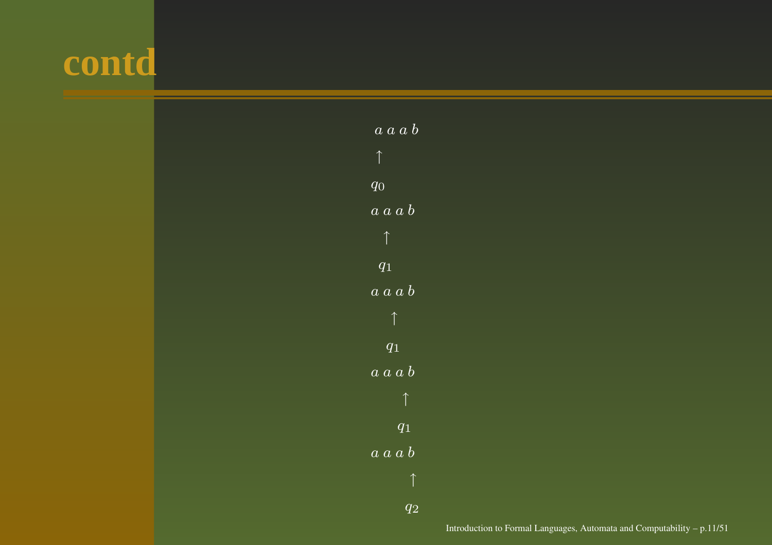# contd

$$a\ a\ a\ b$$
$$\uparrow$$
$$q_0$$

$$a\ a\ a\ b$$
$$\uparrow$$
$$q_1$$

$$a\ a\ a\ b$$
$$\uparrow$$
$$q_1$$

$$a\ a\ a\ b$$
$$\uparrow$$
$$q_1$$

$$a\ a\ a\ b$$
$$\uparrow$$
$$q_2$$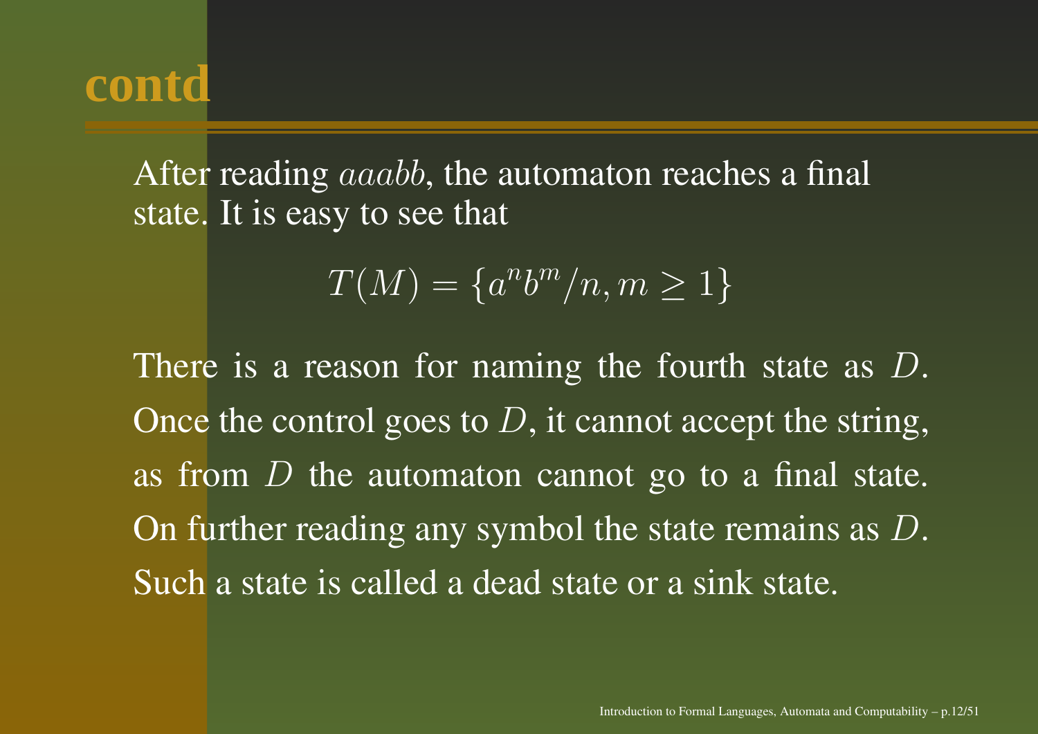# contd

After reading $aaabb$, the automaton reaches a final state. It is easy to see that

$$T(M) = \{a^n b^m / n, m \geq 1\}$$

There is a reason for naming the fourth state as $D$. Once the control goes to $D$, it cannot accept the string, as from $D$ the automaton cannot go to a final state. On further reading any symbol the state remains as $D$. Such a state is called a dead state or a sink state.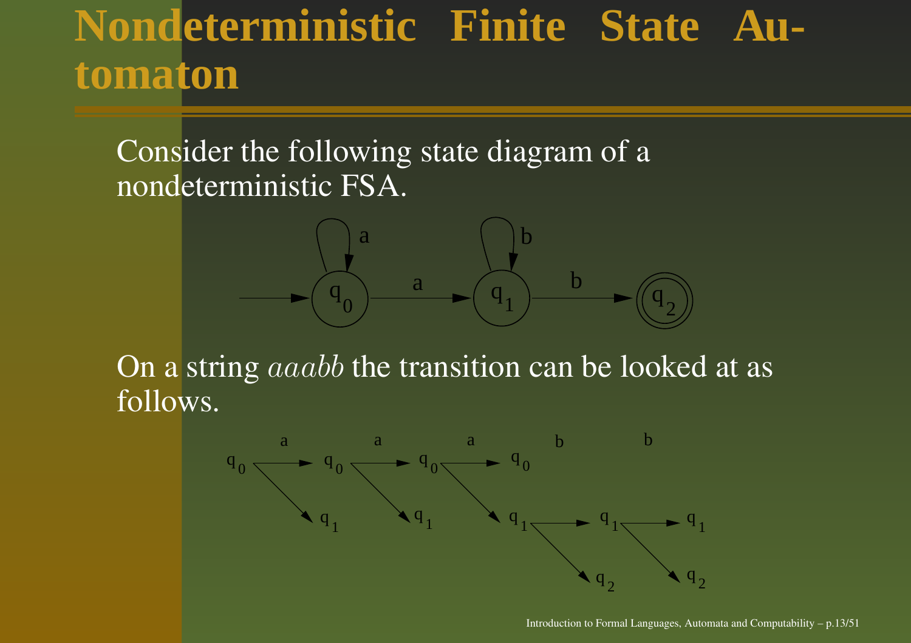# Nondeterministic Finite State Automaton

Consider the following state diagram of a nondeterministic FSA.

On a string *aaabb* the transition can be looked at as follows.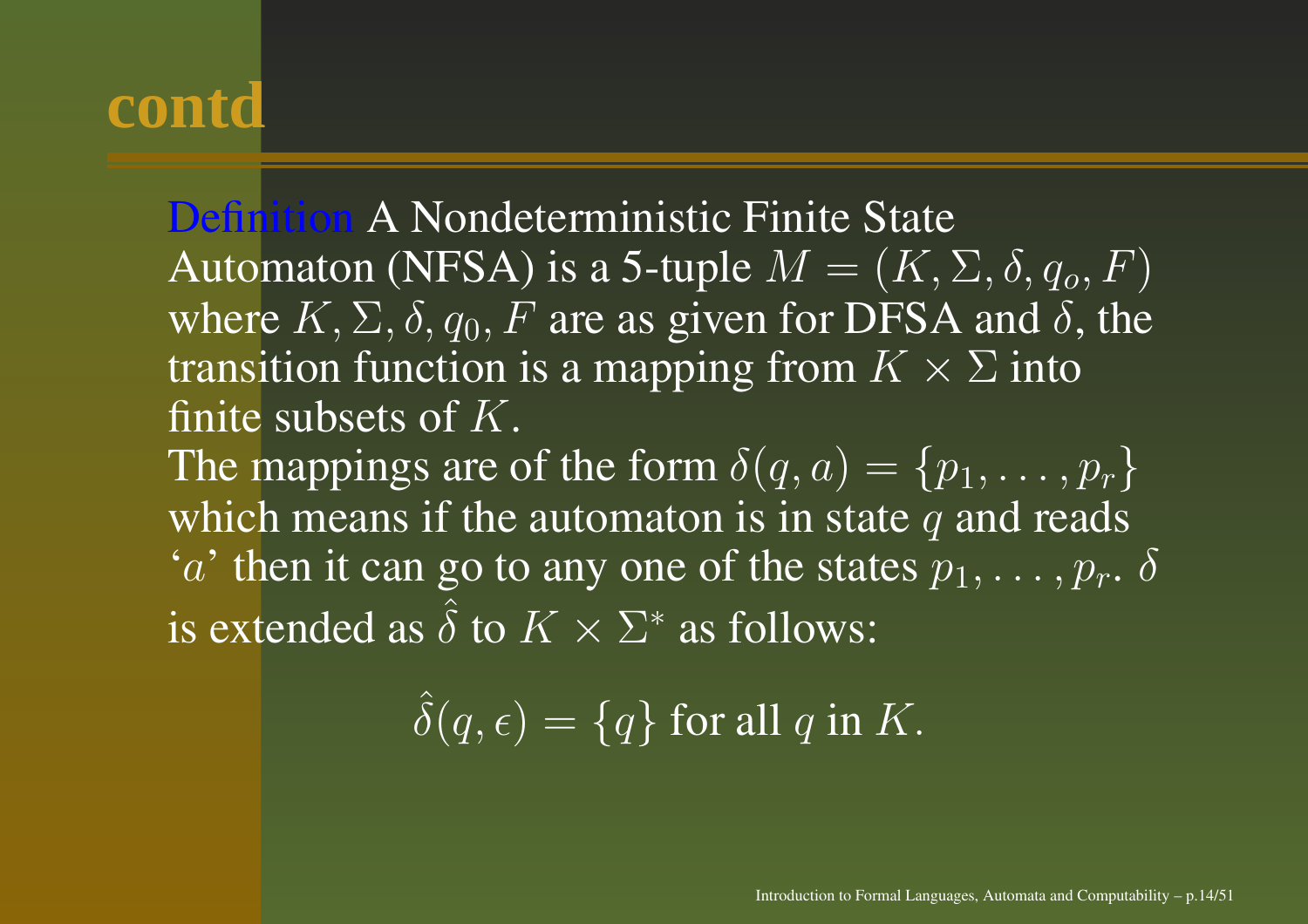# contd

Definition A Nondeterministic Finite State Automaton (NFSA) is a 5-tuple $M = (K, \Sigma, \delta, q_o, F)$ where $K, \Sigma, \delta, q_0, F$ are as given for DFSA and $\delta$, the transition function is a mapping from $K \times \Sigma$ into finite subsets of $K$.

The mappings are of the form $\delta(q, a) = \{p_1, \ldots, p_r\}$ which means if the automaton is in state $q$ and reads '$a$' then it can go to any one of the states $p_1, \ldots, p_r$. $\delta$ is extended as $\hat{\delta}$ to $K \times \Sigma^*$ as follows:

$$\hat{\delta}(q, \epsilon) = \{q\} \text{ for all } q \text{ in } K.$$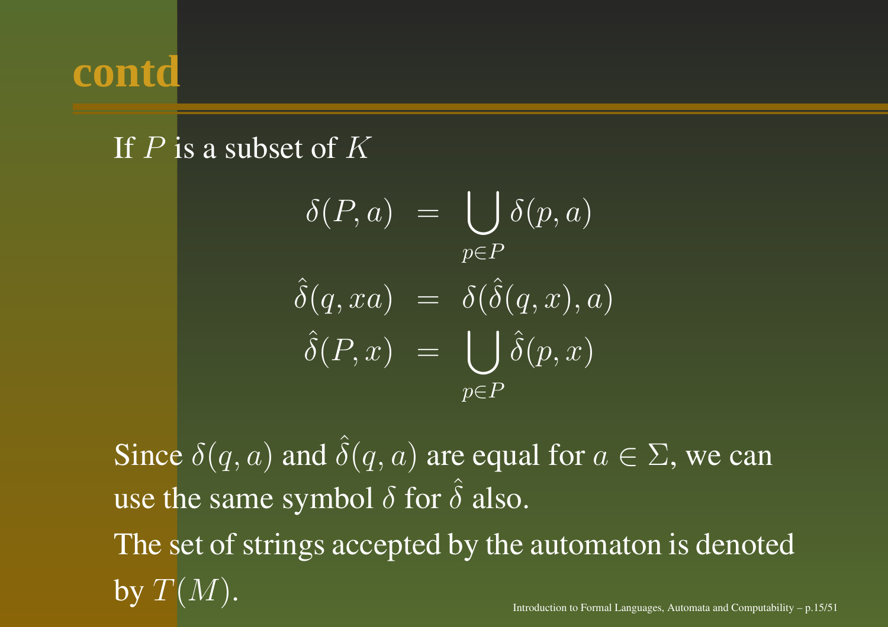# contd

If $P$ is a subset of $K$

$$
\begin{aligned}
\delta(P, a) &= \bigcup_{p \in P} \delta(p, a) \\
\hat{\delta}(q, xa) &= \delta(\hat{\delta}(q, x), a) \\
\hat{\delta}(P, x) &= \bigcup_{p \in P} \hat{\delta}(p, x)
\end{aligned}
$$

Since $\delta(q, a)$ and $\hat{\delta}(q, a)$ are equal for $a \in \Sigma$, we can use the same symbol $\delta$ for $\hat{\delta}$ also.
The set of strings accepted by the automaton is denoted by $T(M)$.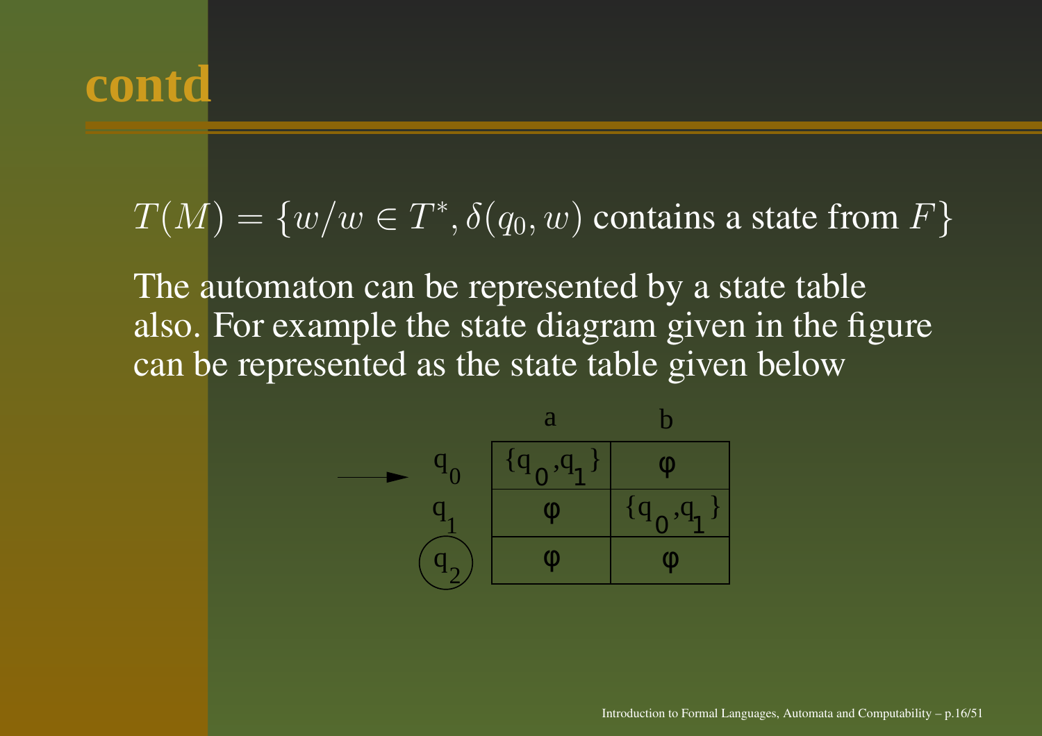# contd

$T(M) = \{w/w \in T^*, \delta(q_0, w) \text{ contains a state from } F\}$

The automaton can be represented by a state table also. For example the state diagram given in the figure can be represented as the state table given below

| | a | b |
|---|---|---|
| $\rightarrow q_0$ | $\{q_0, q_1\}$ | $\phi$ |
| $q_1$ | $\phi$ | $\{q_0, q_1\}$ |
| $(q_2)$ | $\phi$ | $\phi$ |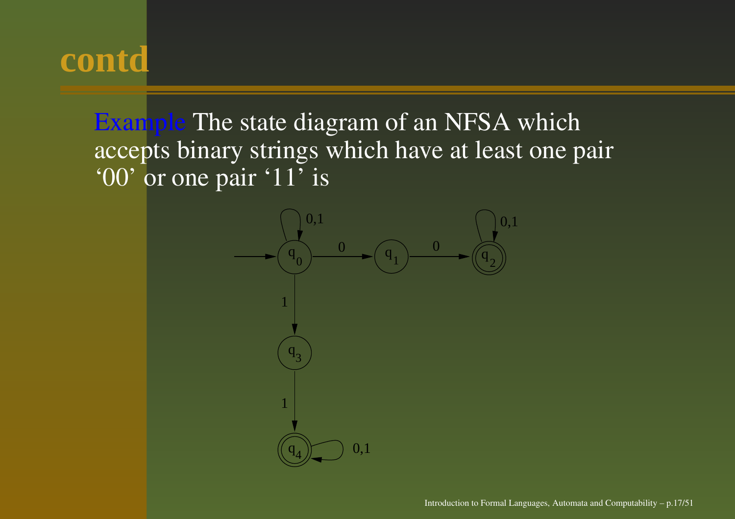# contd

Example The state diagram of an NFSA which accepts binary strings which have at least one pair '00' or one pair '11' is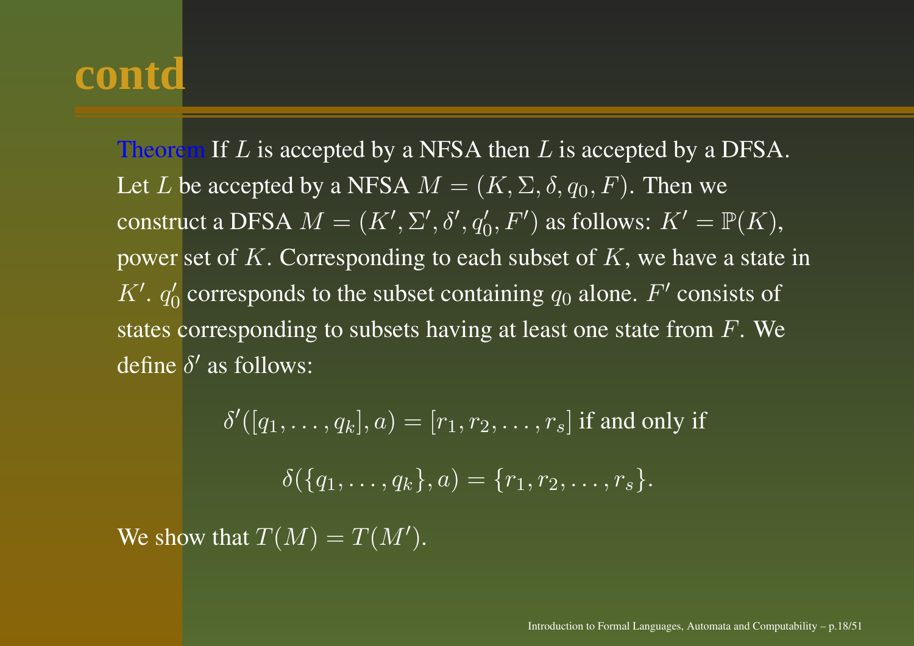# contd

**Theorem** If $L$ is accepted by a NFSA then $L$ is accepted by a DFSA. Let $L$ be accepted by a NFSA $M = (K, \Sigma, \delta, q_0, F)$. Then we construct a DFSA $M = (K', \Sigma', \delta', q_0', F')$ as follows: $K' = \mathbb{P}(K)$, power set of $K$. Corresponding to each subset of $K$, we have a state in $K'$. $q_0'$ corresponds to the subset containing $q_0$ alone. $F'$ consists of states corresponding to subsets having at least one state from $F$. We define $\delta'$ as follows:

$$\delta'([q_1, \ldots, q_k], a) = [r_1, r_2, \ldots, r_s] \text{ if and only if}$$

$$\delta(\{q_1, \ldots, q_k\}, a) = \{r_1, r_2, \ldots, r_s\}.$$

We show that $T(M) = T(M')$.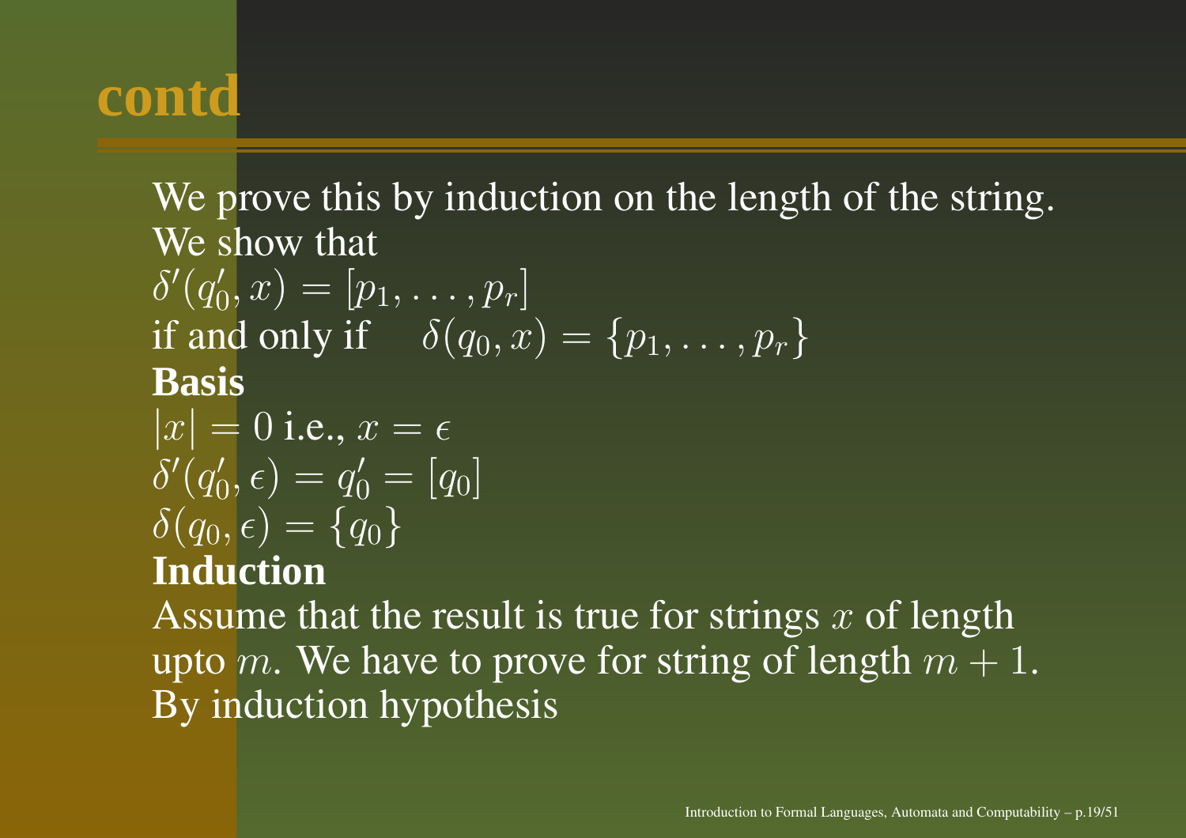# contd

We prove this by induction on the length of the string. We show that

$\delta'(q_0', x) = [p_1, \ldots, p_r]$

if and only if $\quad \delta(q_0, x) = \{p_1, \ldots, p_r\}$

**Basis**

$|x| = 0$ i.e., $x = \epsilon$

$\delta'(q_0', \epsilon) = q_0' = [q_0]$

$\delta(q_0, \epsilon) = \{q_0\}$

**Induction**

Assume that the result is true for strings $x$ of length upto $m$. We have to prove for string of length $m + 1$. By induction hypothesis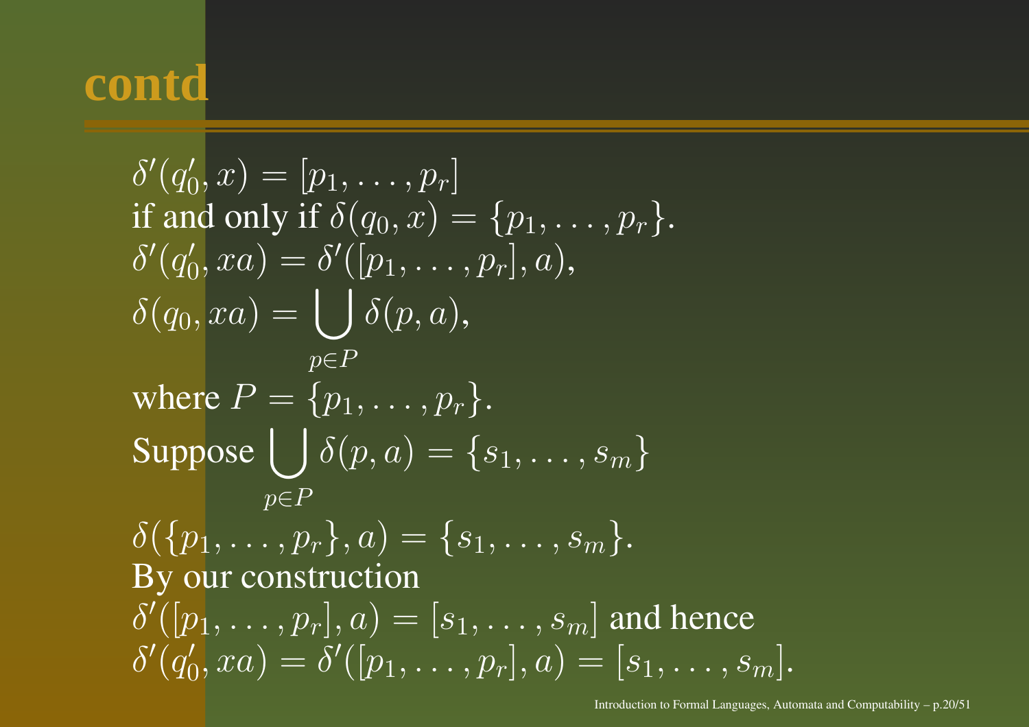# contd

$\delta'(q_0', x) = [p_1, \ldots, p_r]$
if and only if $\delta(q_0, x) = \{p_1, \ldots, p_r\}$.
$\delta'(q_0', xa) = \delta'([p_1, \ldots, p_r], a)$,

$$\delta(q_0, xa) = \bigcup_{p \in P} \delta(p, a),$$

where $P = \{p_1, \ldots, p_r\}$.

Suppose $\displaystyle\bigcup_{p \in P} \delta(p, a) = \{s_1, \ldots, s_m\}$

$\delta(\{p_1, \ldots, p_r\}, a) = \{s_1, \ldots, s_m\}$.
By our construction
$\delta'([p_1, \ldots, p_r], a) = [s_1, \ldots, s_m]$ and hence
$\delta'(q_0', xa) = \delta'([p_1, \ldots, p_r], a) = [s_1, \ldots, s_m]$.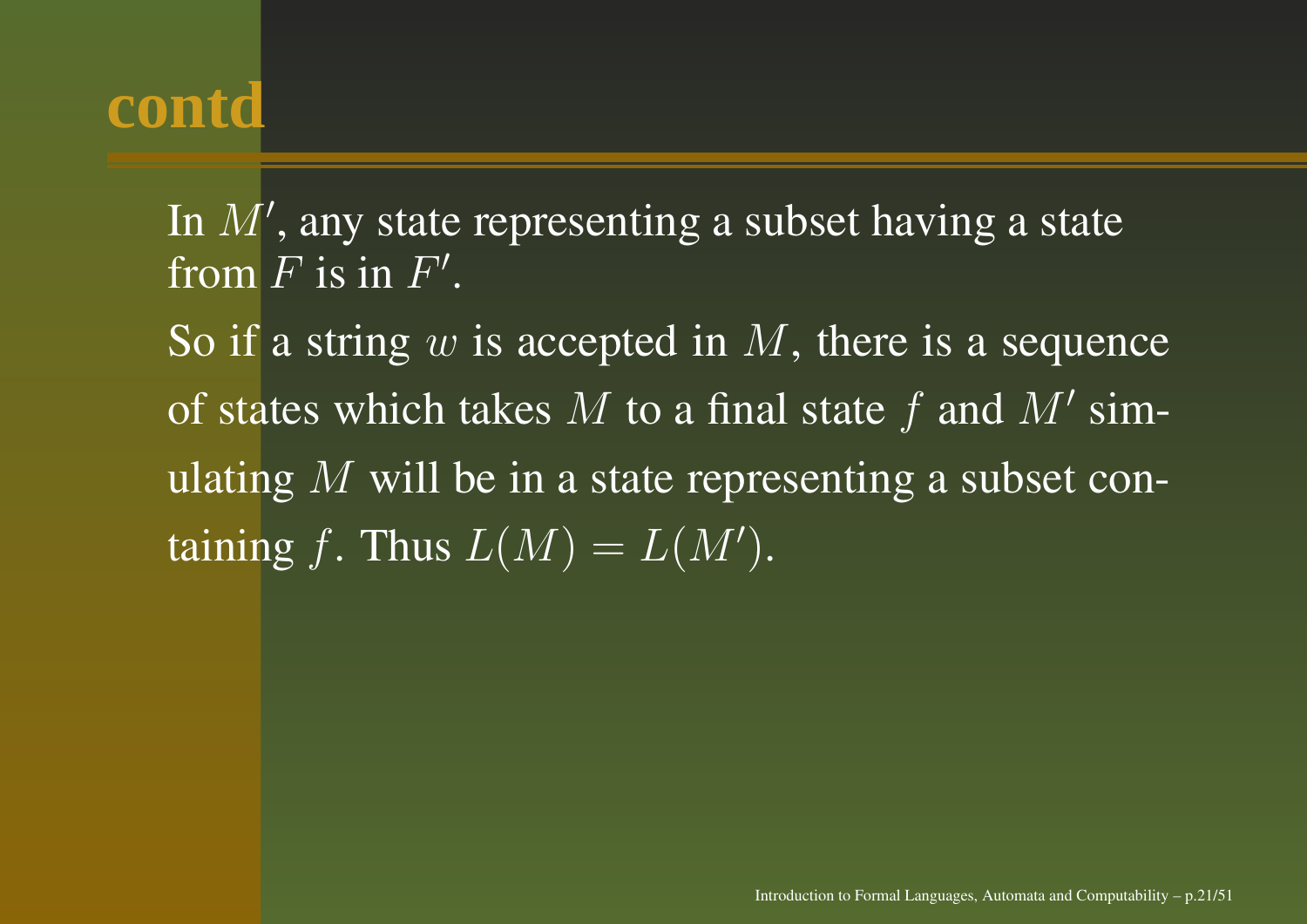# contd

In $M'$, any state representing a subset having a state from $F$ is in $F'$.

So if a string $w$ is accepted in $M$, there is a sequence of states which takes $M$ to a final state $f$ and $M'$ simulating $M$ will be in a state representing a subset containing $f$. Thus $L(M) = L(M')$.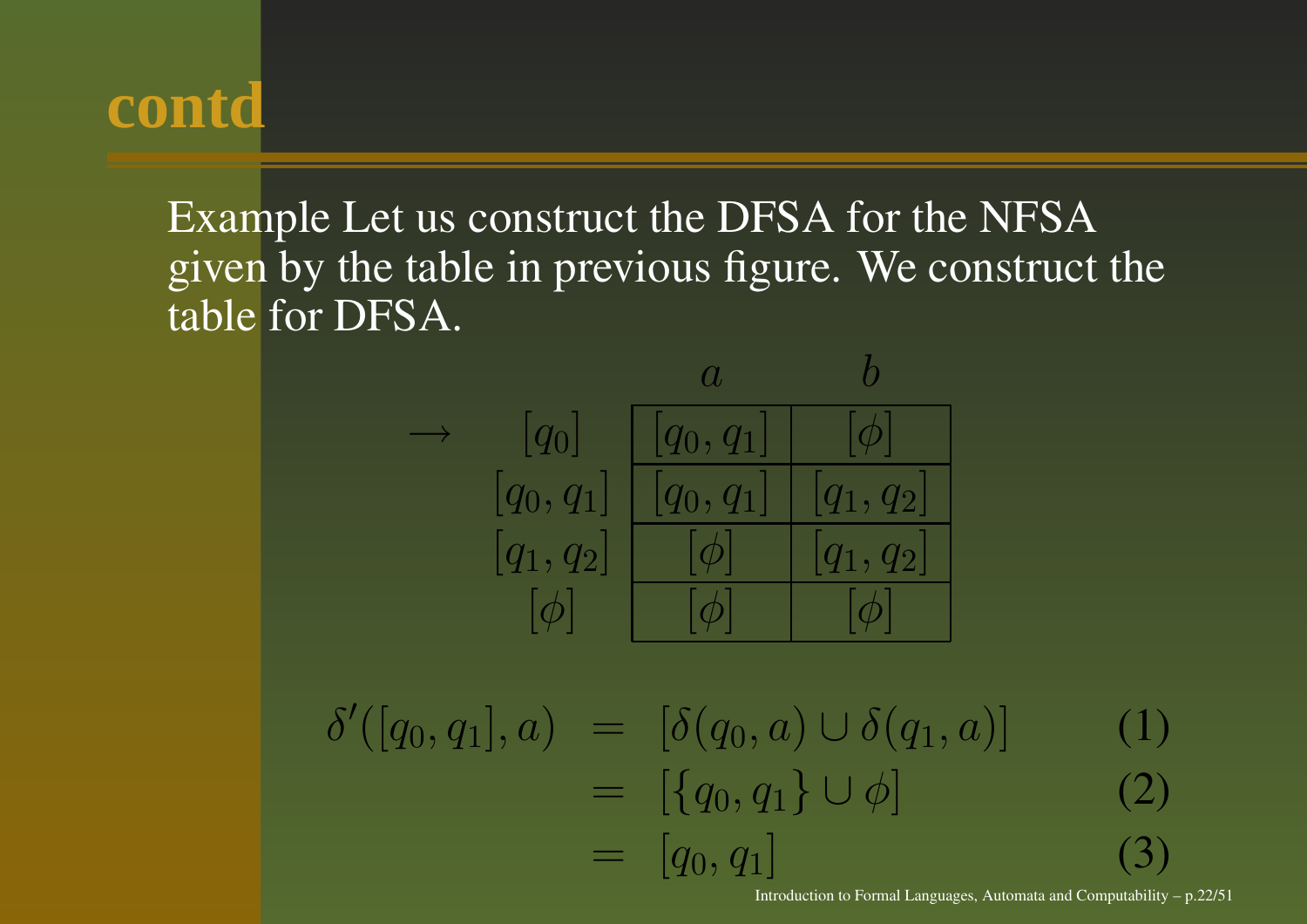# contd

Example Let us construct the DFSA for the NFSA given by the table in previous figure. We construct the table for DFSA.

| | | $a$ | $b$ |
|---|---|---|---|
| $\rightarrow$ | $[q_0]$ | $[q_0, q_1]$ | $[\phi]$ |
| | $[q_0, q_1]$ | $[q_0, q_1]$ | $[q_1, q_2]$ |
| | $[q_1, q_2]$ | $[\phi]$ | $[q_1, q_2]$ |
| | $[\phi]$ | $[\phi]$ | $[\phi]$ |

$$
\begin{aligned}
\delta'([q_0, q_1], a) &= [\delta(q_0, a) \cup \delta(q_1, a)] && (1) \\
&= [\{q_0, q_1\} \cup \phi] && (2) \\
&= [q_0, q_1] && (3)
\end{aligned}
$$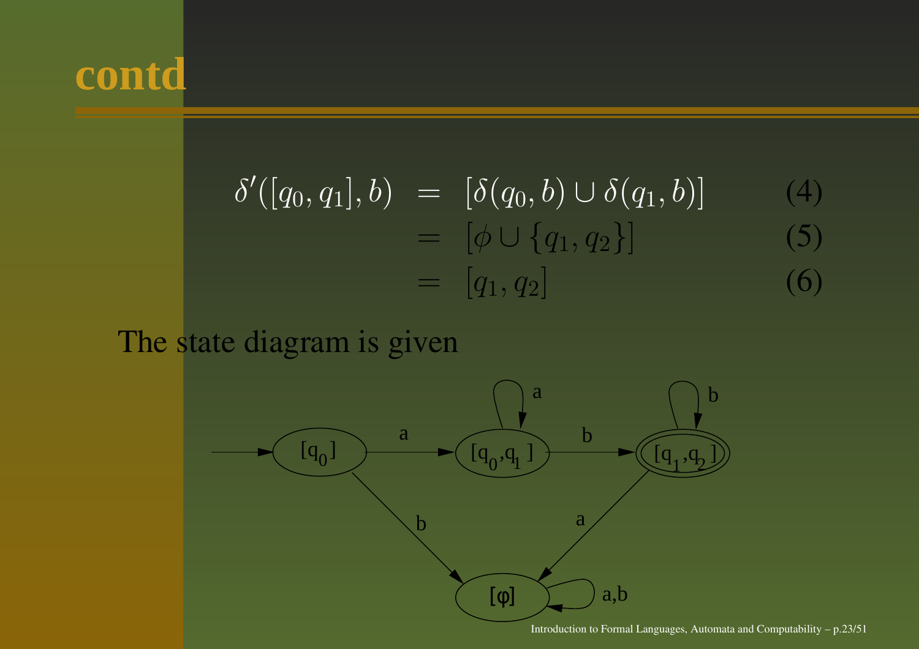# contd

$$\delta'([q_0, q_1], b) = [\delta(q_0, b) \cup \delta(q_1, b)] \quad (4)$$
$$= [\phi \cup \{q_1, q_2\}] \quad (5)$$
$$= [q_1, q_2] \quad (6)$$

The state diagram is given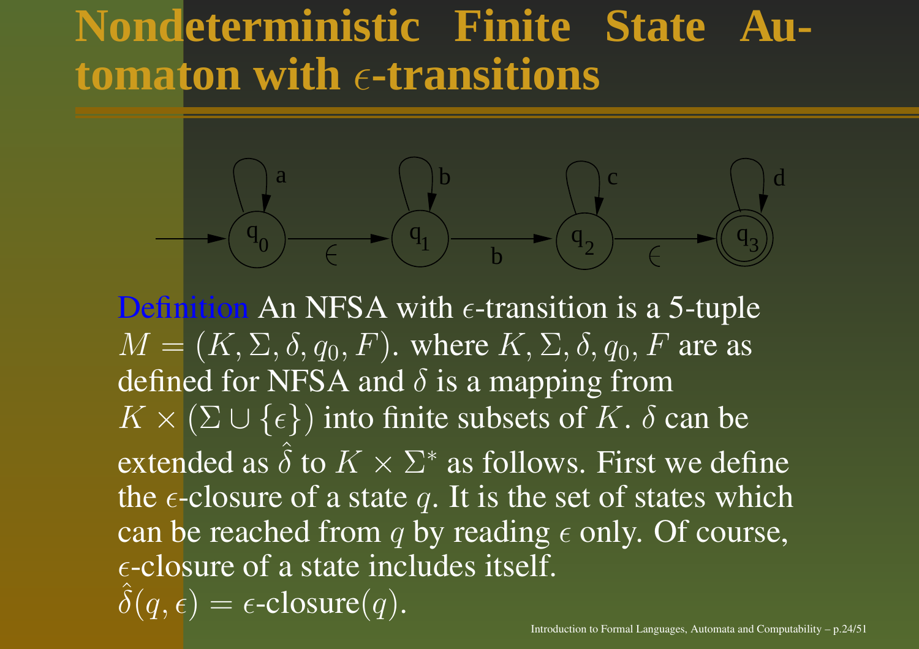# Nondeterministic Finite State Automaton with $\epsilon$-transitions

Definition An NFSA with $\epsilon$-transition is a 5-tuple $M = (K, \Sigma, \delta, q_0, F)$. where $K, \Sigma, \delta, q_0, F$ are as defined for NFSA and $\delta$ is a mapping from $K \times (\Sigma \cup \{\epsilon\})$ into finite subsets of $K$. $\delta$ can be extended as $\hat{\delta}$ to $K \times \Sigma^*$ as follows. First we define the $\epsilon$-closure of a state $q$. It is the set of states which can be reached from $q$ by reading $\epsilon$ only. Of course, $\epsilon$-closure of a state includes itself.
$\hat{\delta}(q, \epsilon) = \epsilon\text{-closure}(q)$.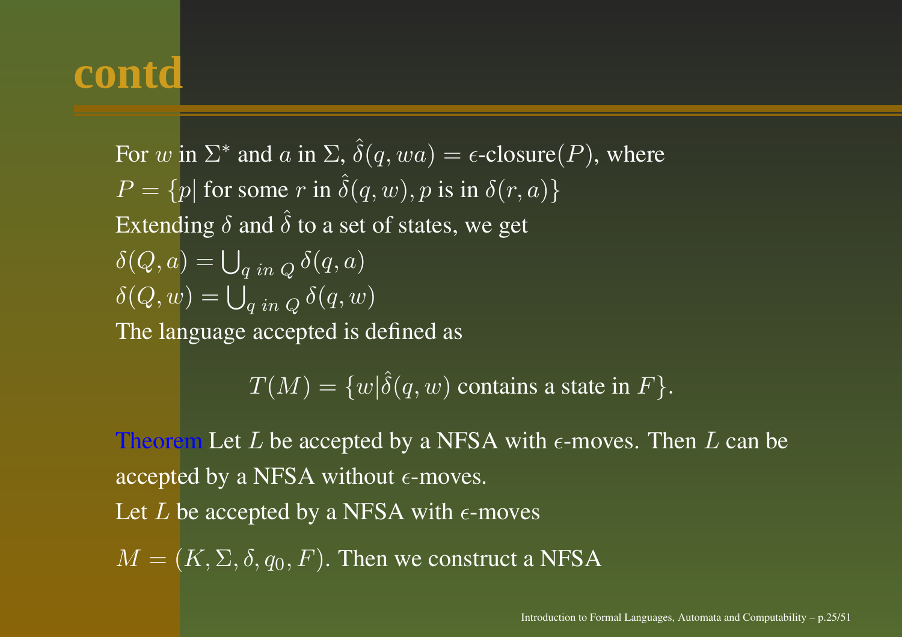# contd

For $w$ in $\Sigma^*$ and $a$ in $\Sigma$, $\hat{\delta}(q, wa) = \epsilon$-closure$(P)$, where

$P = \{p |$ for some $r$ in $\hat{\delta}(q, w), p$ is in $\delta(r, a)\}$

Extending $\delta$ and $\hat{\delta}$ to a set of states, we get

$\delta(Q, a) = \bigcup_{q \ in \ Q} \delta(q, a)$

$\delta(Q, w) = \bigcup_{q \ in \ Q} \delta(q, w)$

The language accepted is defined as

$$T(M) = \{w | \hat{\delta}(q, w) \text{ contains a state in } F\}.$$

Theorem Let $L$ be accepted by a NFSA with $\epsilon$-moves. Then $L$ can be accepted by a NFSA without $\epsilon$-moves.

Let $L$ be accepted by a NFSA with $\epsilon$-moves

$M = (K, \Sigma, \delta, q_0, F)$. Then we construct a NFSA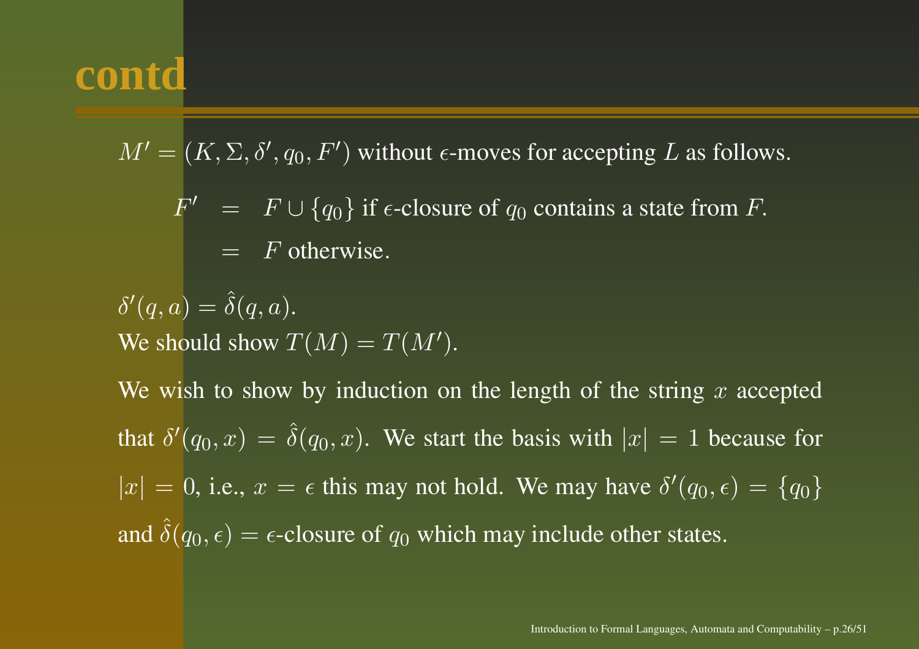# contd

$M' = (K, \Sigma, \delta', q_0, F')$ without $\epsilon$-moves for accepting $L$ as follows.

$$
\begin{aligned}
F' &= F \cup \{q_0\} \text{ if } \epsilon\text{-closure of } q_0 \text{ contains a state from } F. \\
&= F \text{ otherwise.}
\end{aligned}
$$

$\delta'(q, a) = \hat{\delta}(q, a)$.
We should show $T(M) = T(M')$.

We wish to show by induction on the length of the string $x$ accepted that $\delta'(q_0, x) = \hat{\delta}(q_0, x)$. We start the basis with $|x| = 1$ because for $|x| = 0$, i.e., $x = \epsilon$ this may not hold. We may have $\delta'(q_0, \epsilon) = \{q_0\}$ and $\hat{\delta}(q_0, \epsilon) = \epsilon$-closure of $q_0$ which may include other states.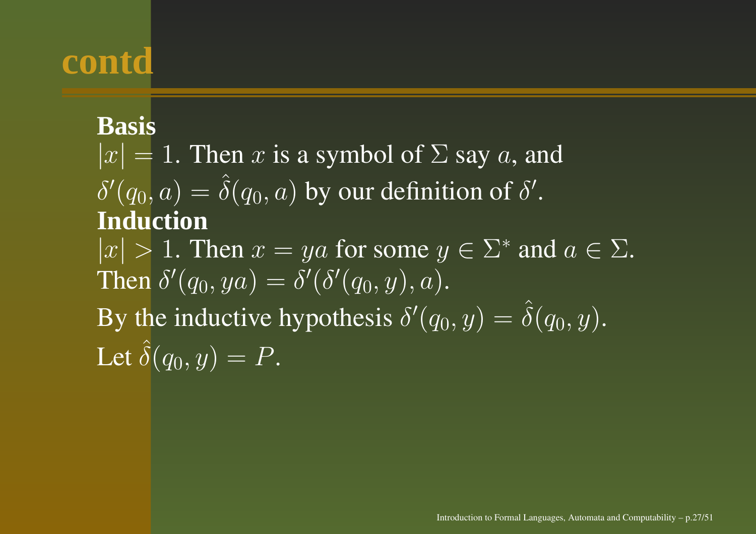# contd

**Basis**

$|x| = 1$. Then $x$ is a symbol of $\Sigma$ say $a$, and
$\delta'(q_0, a) = \hat{\delta}(q_0, a)$ by our definition of $\delta'$.

**Induction**

$|x| > 1$. Then $x = ya$ for some $y \in \Sigma^*$ and $a \in \Sigma$.
Then $\delta'(q_0, ya) = \delta'(\delta'(q_0, y), a)$.

By the inductive hypothesis $\delta'(q_0, y) = \hat{\delta}(q_0, y)$.

Let $\hat{\delta}(q_0, y) = P$.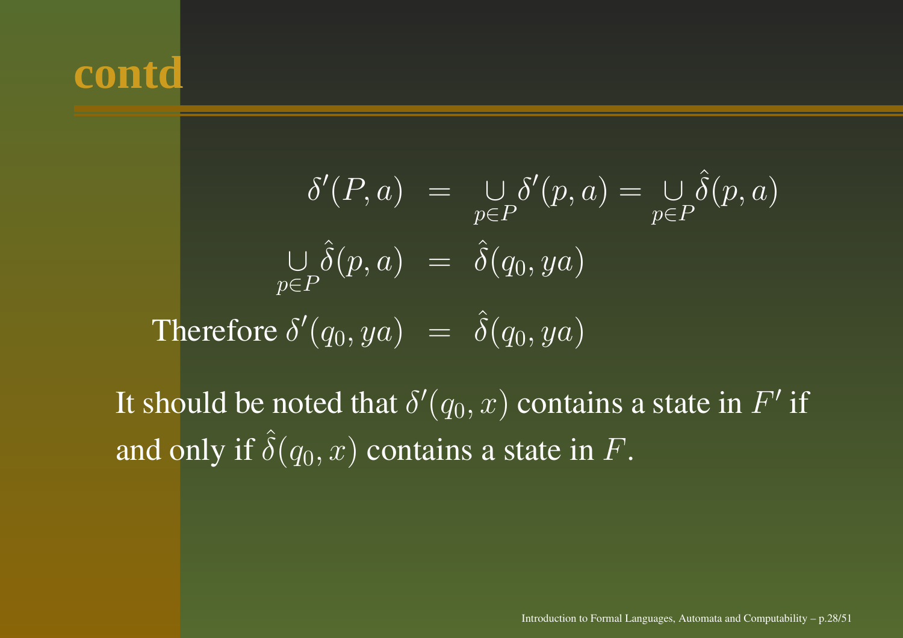# contd

$$
\begin{aligned}
\delta'(P, a) &= \underset{p \in P}{\cup} \delta'(p, a) = \underset{p \in P}{\cup} \hat{\delta}(p, a) \\
\underset{p \in P}{\cup} \hat{\delta}(p, a) &= \hat{\delta}(q_0, ya) \\
\text{Therefore } \delta'(q_0, ya) &= \hat{\delta}(q_0, ya)
\end{aligned}
$$

It should be noted that $\delta'(q_0, x)$ contains a state in $F'$ if and only if $\hat{\delta}(q_0, x)$ contains a state in $F$.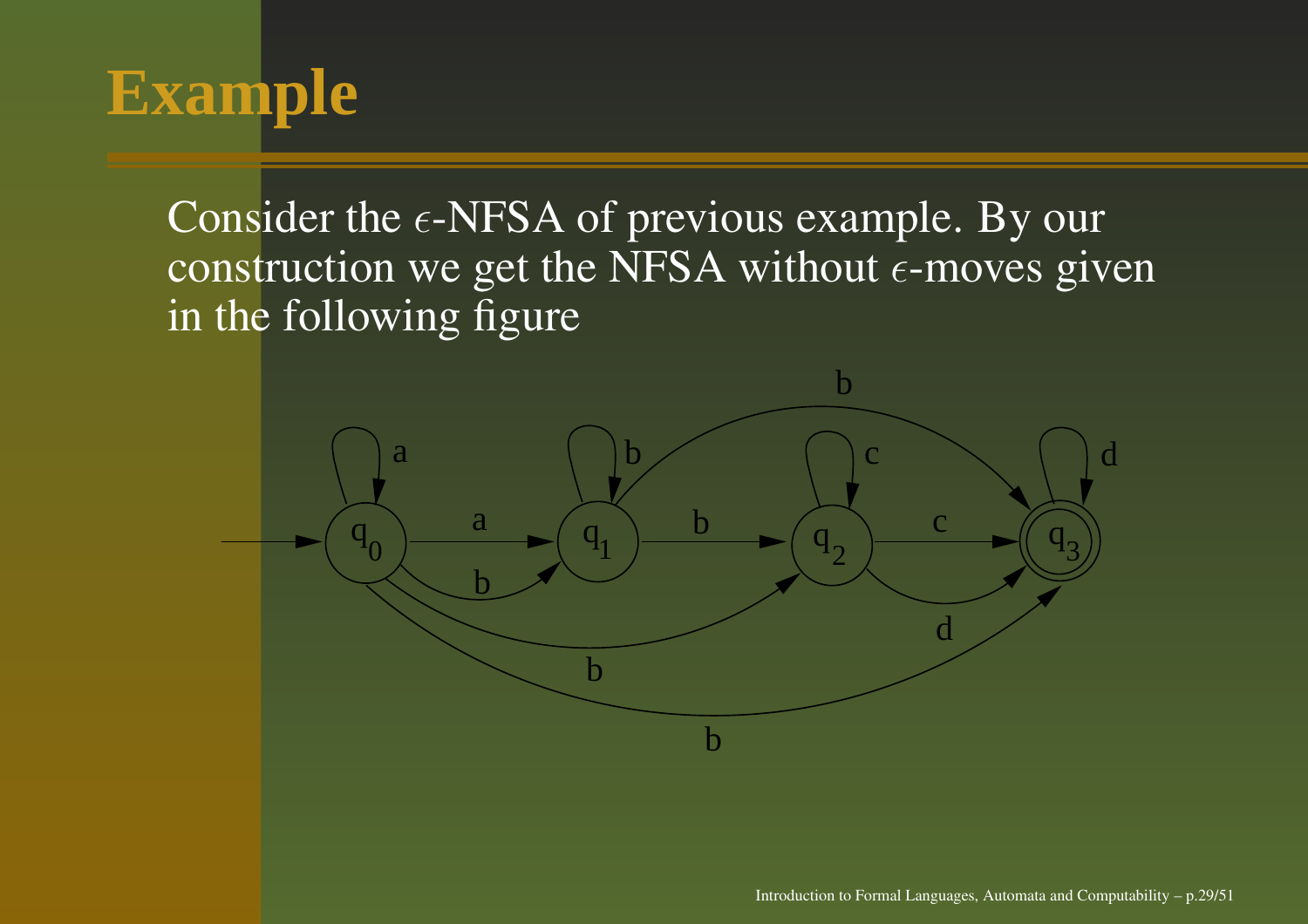# Example

Consider the $\epsilon$-NFSA of previous example. By our construction we get the NFSA without $\epsilon$-moves given in the following figure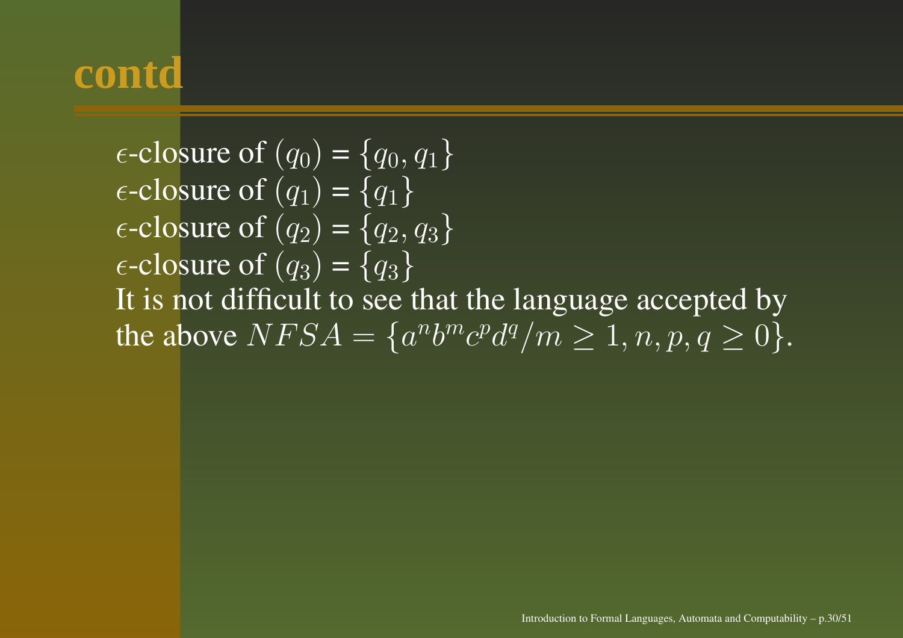# contd

$\epsilon$-closure of $(q_0)$ = $\{q_0, q_1\}$
$\epsilon$-closure of $(q_1)$ = $\{q_1\}$
$\epsilon$-closure of $(q_2)$ = $\{q_2, q_3\}$
$\epsilon$-closure of $(q_3)$ = $\{q_3\}$
It is not difficult to see that the language accepted by the above $NFSA = \{a^n b^m c^p d^q / m \geq 1, n, p, q \geq 0\}$.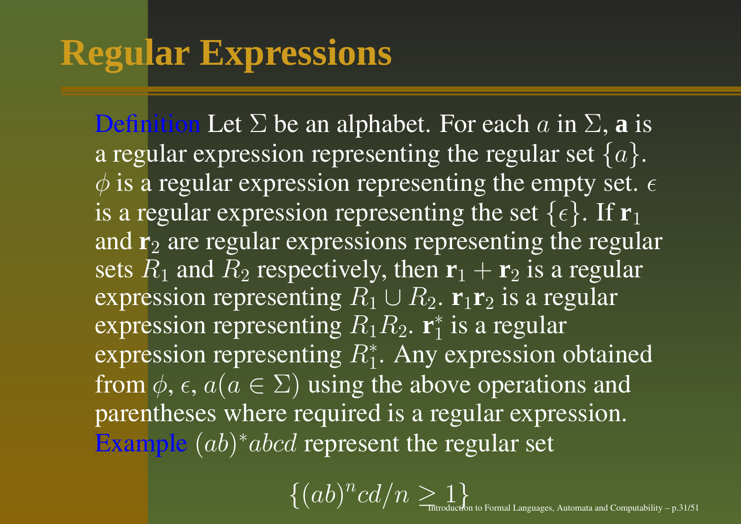# Regular Expressions

Definition Let $\Sigma$ be an alphabet. For each $a$ in $\Sigma$, **a** is a regular expression representing the regular set $\{a\}$. $\phi$ is a regular expression representing the empty set. $\epsilon$ is a regular expression representing the set $\{\epsilon\}$. If $\mathbf{r}_1$ and $\mathbf{r}_2$ are regular expressions representing the regular sets $R_1$ and $R_2$ respectively, then $\mathbf{r}_1 + \mathbf{r}_2$ is a regular expression representing $R_1 \cup R_2$. $\mathbf{r}_1\mathbf{r}_2$ is a regular expression representing $R_1 R_2$. $\mathbf{r}_1^*$ is a regular expression representing $R_1^*$. Any expression obtained from $\phi$, $\epsilon$, $a (a \in \Sigma)$ using the above operations and parentheses where required is a regular expression.

Example $(ab)^*abcd$ represent the regular set

$$\{(ab)^n cd / n \geq 1\}$$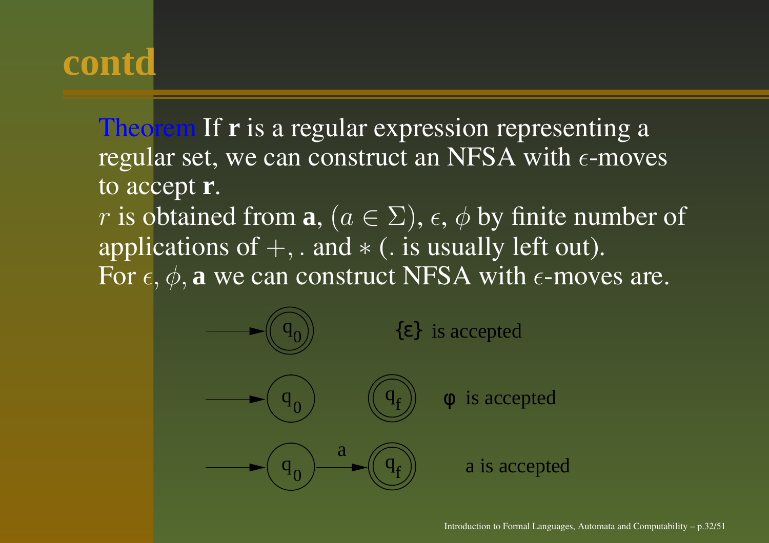# contd

Theorem If **r** is a regular expression representing a regular set, we can construct an NFSA with $\epsilon$-moves to accept **r**.

$r$ is obtained from **a**, $(a \in \Sigma)$, $\epsilon$, $\phi$ by finite number of applications of $+$, . and $*$ (. is usually left out).

For $\epsilon$, $\phi$, **a** we can construct NFSA with $\epsilon$-moves are.

$\{\varepsilon\}$ is accepted

$\varphi$ is accepted

a is accepted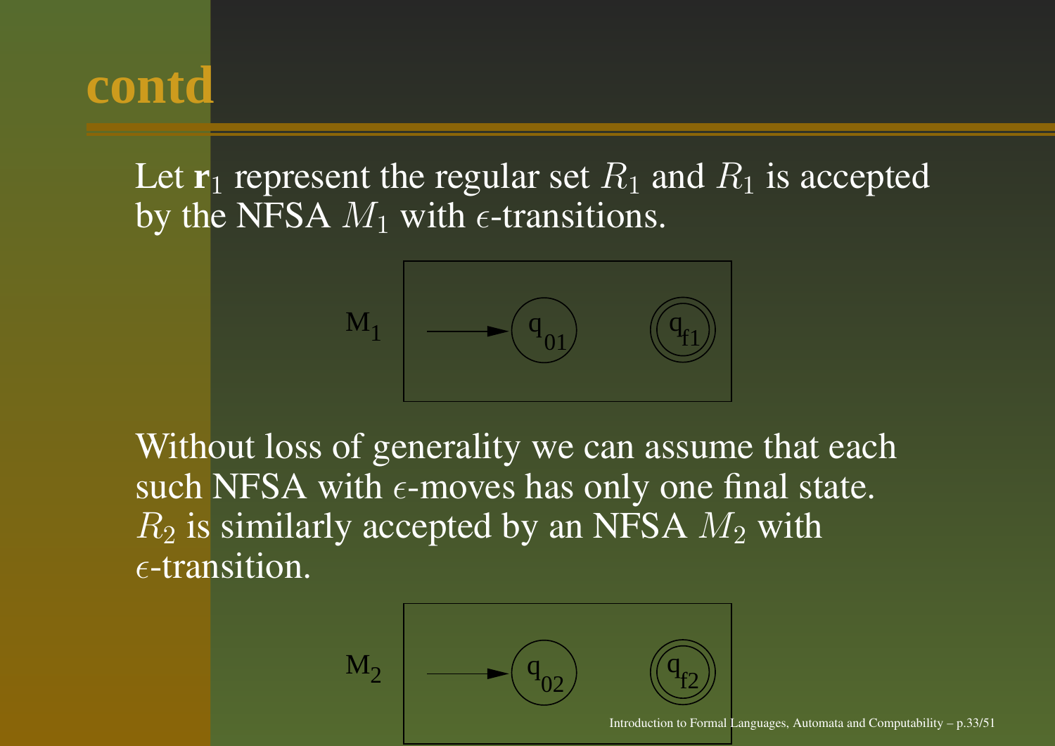# contd

Let $\mathbf{r}_1$ represent the regular set $R_1$ and $R_1$ is accepted by the NFSA $M_1$ with $\epsilon$-transitions.

Without loss of generality we can assume that each such NFSA with $\epsilon$-moves has only one final state. $R_2$ is similarly accepted by an NFSA $M_2$ with $\epsilon$-transition.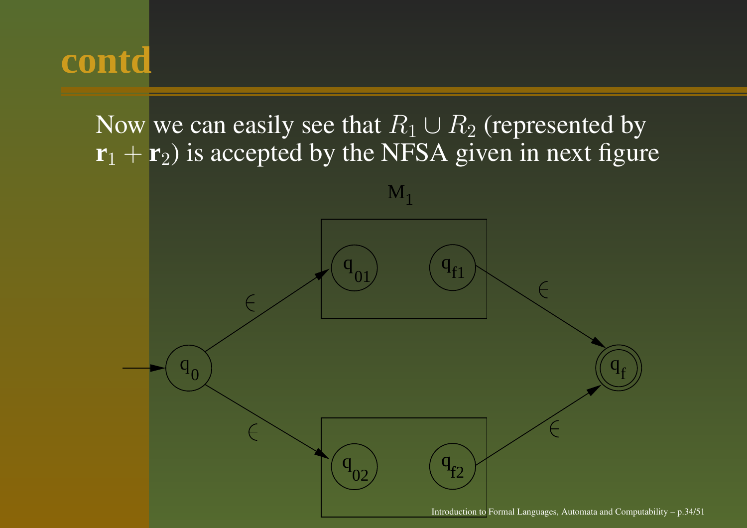# contd

Now we can easily see that $R_1 \cup R_2$ (represented by $\mathbf{r}_1 + \mathbf{r}_2$) is accepted by the NFSA given in next figure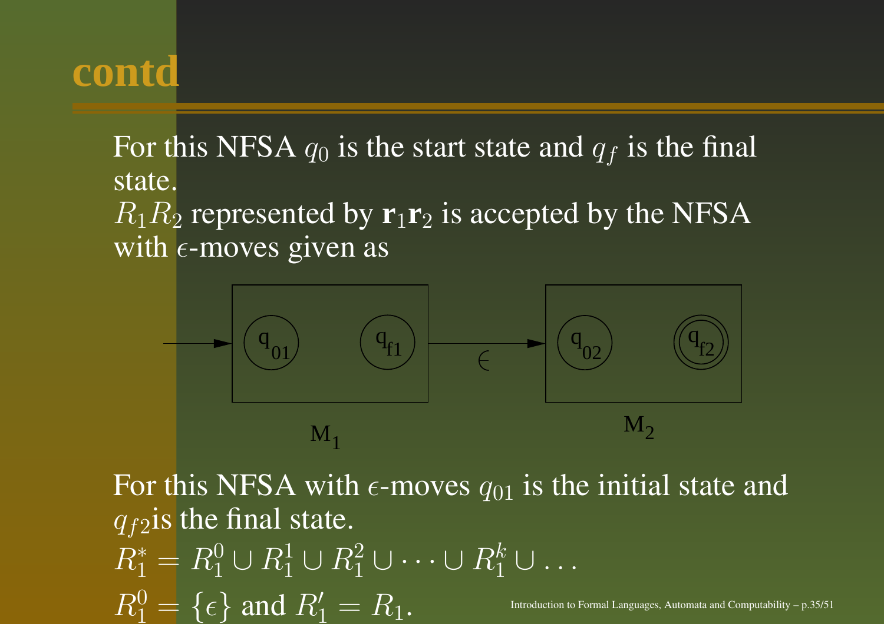# contd

For this NFSA $q_0$ is the start state and $q_f$ is the final state.
$R_1 R_2$ represented by $\mathbf{r}_1\mathbf{r}_2$ is accepted by the NFSA with $\epsilon$-moves given as

For this NFSA with $\epsilon$-moves $q_{01}$ is the initial state and $q_{f2}$is the final state.
$R_1^* = R_1^0 \cup R_1^1 \cup R_1^2 \cup \cdots \cup R_1^k \cup \ldots$
$R_1^0 = \{\epsilon\}$ and $R_1' = R_1$.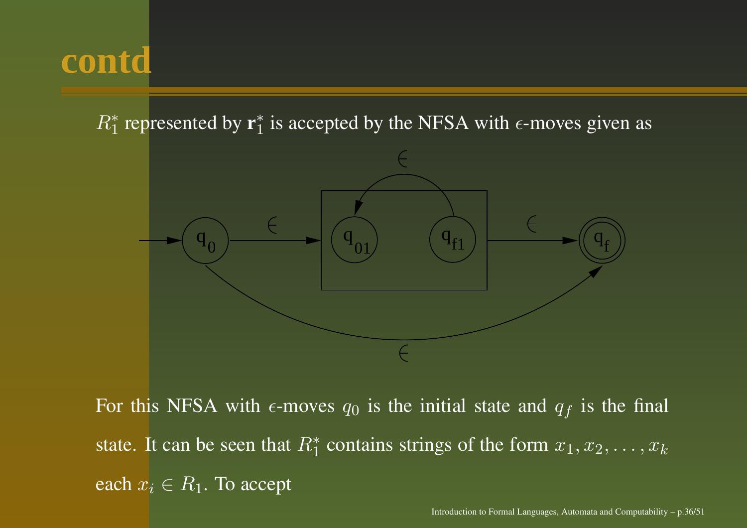# contd

$R_1^*$ represented by $\mathbf{r}_1^*$ is accepted by the NFSA with $\epsilon$-moves given as

For this NFSA with $\epsilon$-moves $q_0$ is the initial state and $q_f$ is the final state. It can be seen that $R_1^*$ contains strings of the form $x_1, x_2, \ldots, x_k$ each $x_i \in R_1$. To accept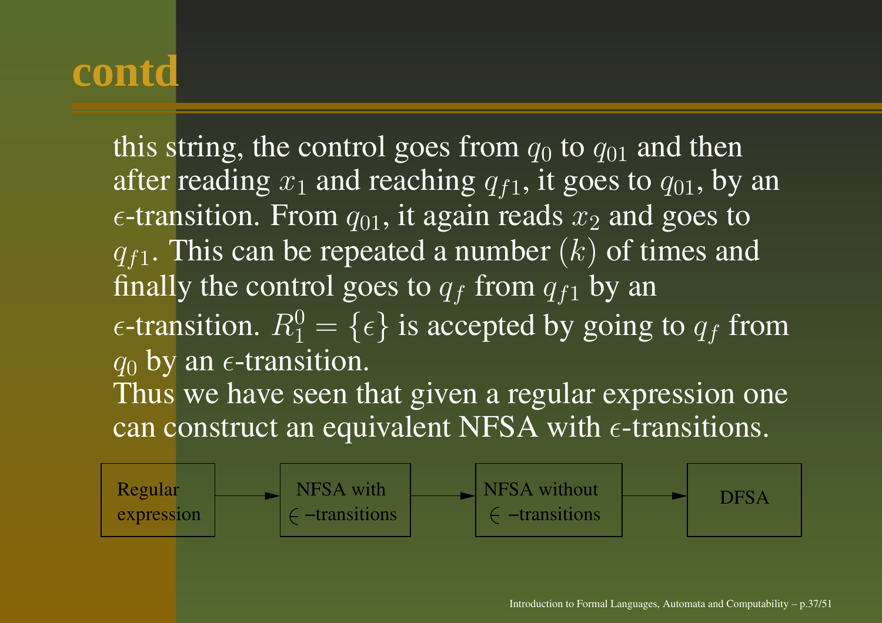# contd

this string, the control goes from $q_0$ to $q_{01}$ and then after reading $x_1$ and reaching $q_{f1}$, it goes to $q_{01}$, by an $\epsilon$-transition. From $q_{01}$, it again reads $x_2$ and goes to $q_{f1}$. This can be repeated a number $(k)$ of times and finally the control goes to $q_f$ from $q_{f1}$ by an $\epsilon$-transition. $R_1^0 = \{\epsilon\}$ is accepted by going to $q_f$ from $q_0$ by an $\epsilon$-transition.
Thus we have seen that given a regular expression one can construct an equivalent NFSA with $\epsilon$-transitions.

Regular expression → NFSA with $\epsilon$ −transitions → NFSA without $\epsilon$ −transitions → DFSA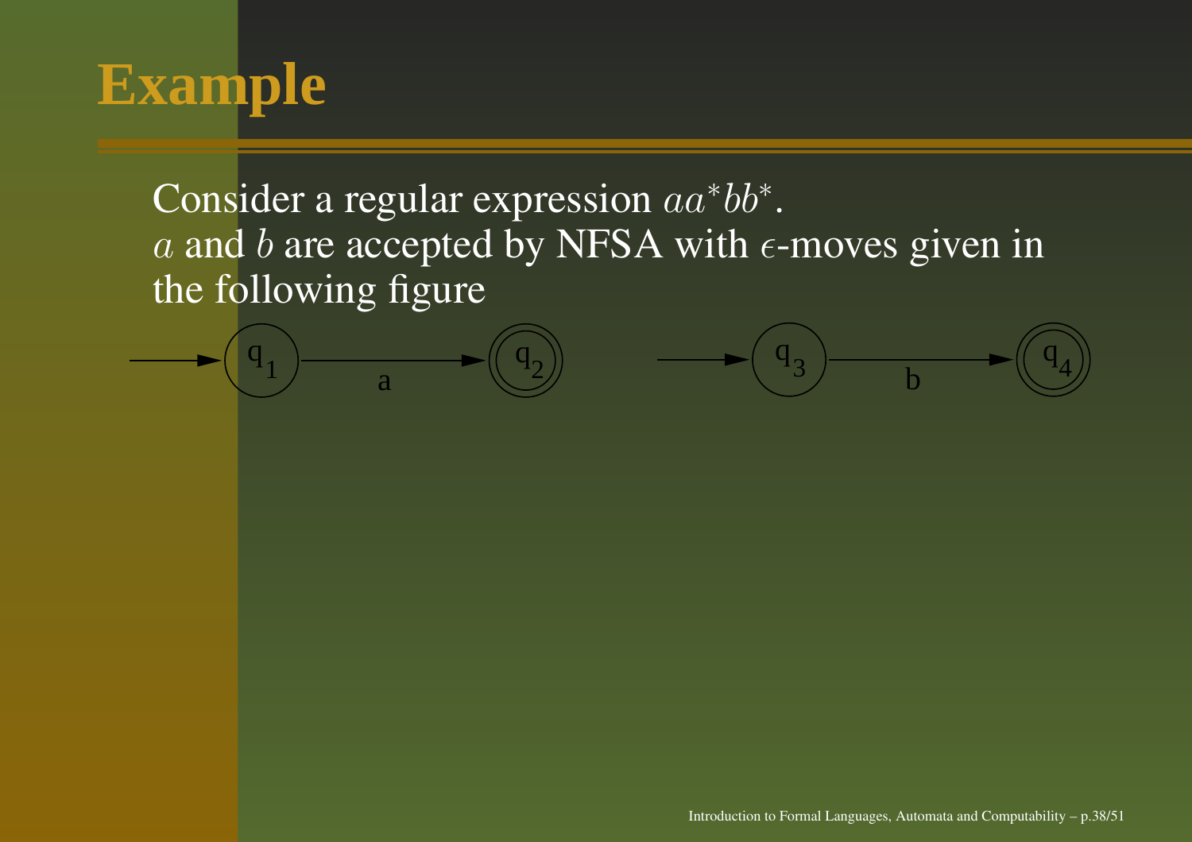# Example

Consider a regular expression $aa^*bb^*$.
$a$ and $b$ are accepted by NFSA with $\epsilon$-moves given in the following figure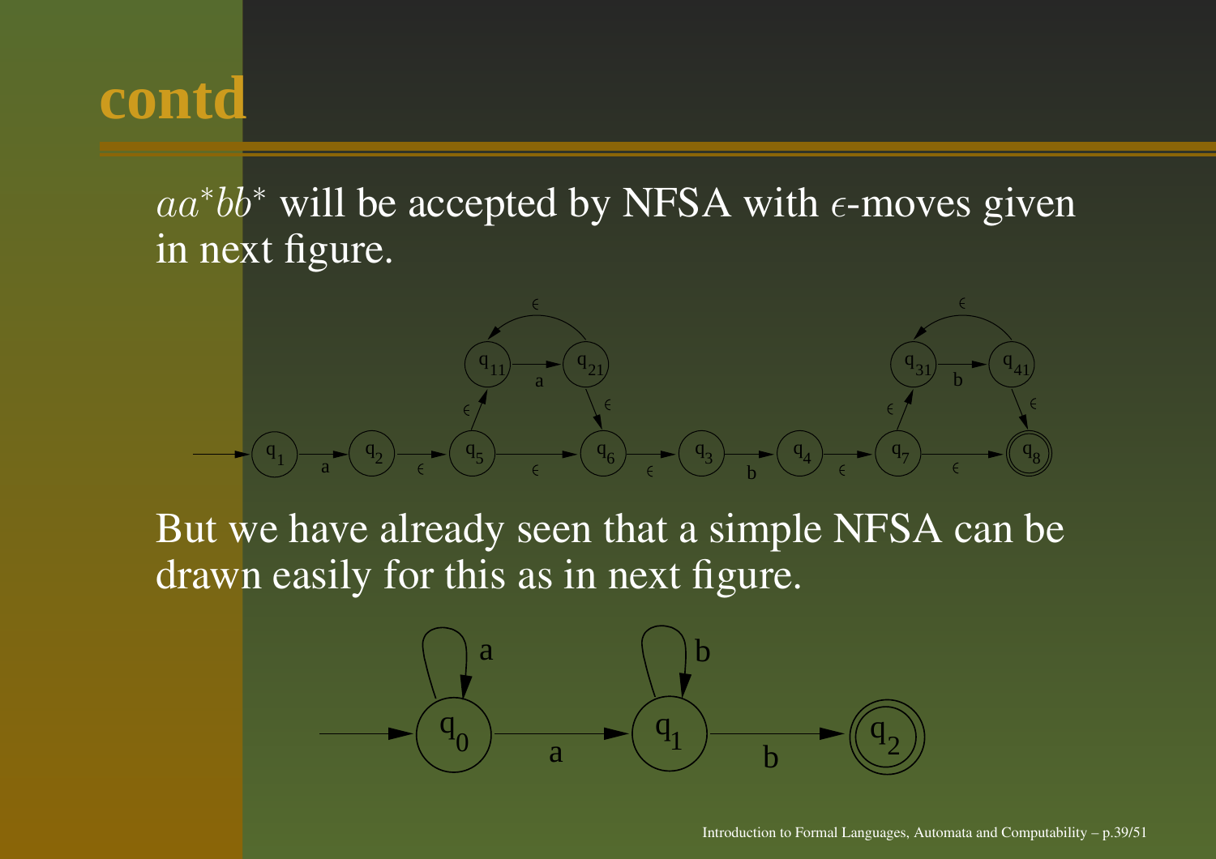# contd

$aa^*bb^*$ will be accepted by NFSA with $\epsilon$-moves given in next figure.

But we have already seen that a simple NFSA can be drawn easily for this as in next figure.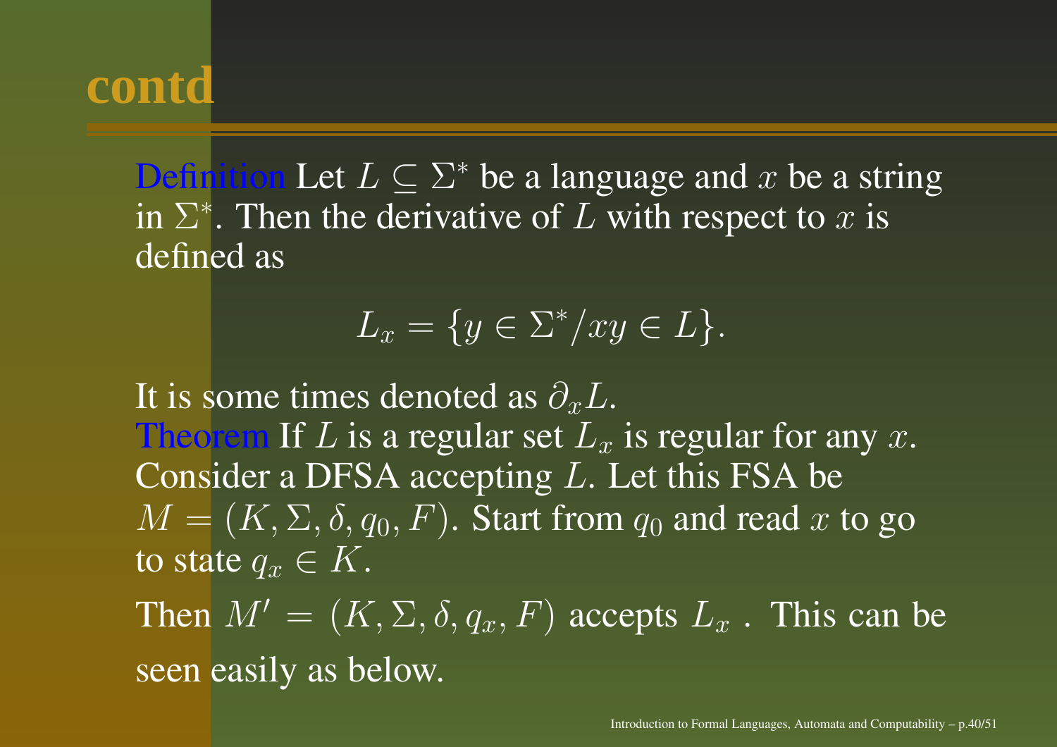# contd

**Definition** Let $L \subseteq \Sigma^*$ be a language and $x$ be a string in $\Sigma^*$. Then the derivative of $L$ with respect to $x$ is defined as

$$L_x = \{y \in \Sigma^* / xy \in L\}.$$

It is some times denoted as $\partial_x L$.

**Theorem** If $L$ is a regular set $L_x$ is regular for any $x$.

Consider a DFSA accepting $L$. Let this FSA be $M = (K, \Sigma, \delta, q_0, F)$. Start from $q_0$ and read $x$ to go to state $q_x \in K$.

Then $M' = (K, \Sigma, \delta, q_x, F)$ accepts $L_x$ . This can be seen easily as below.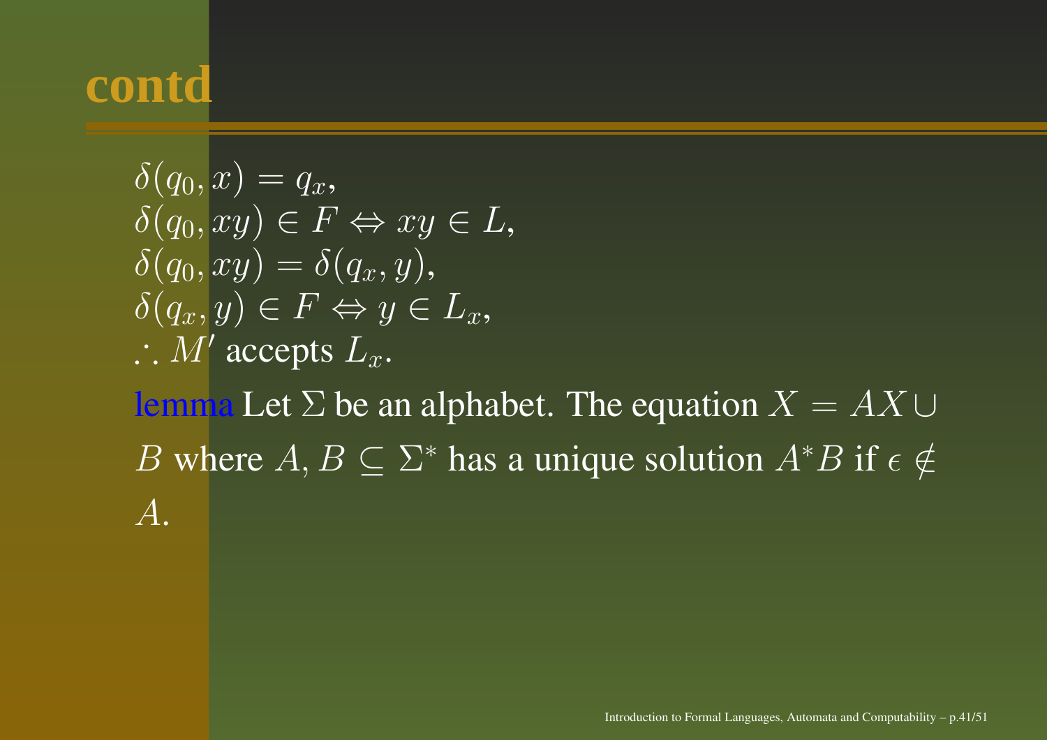# contd

$\delta(q_0, x) = q_x$,
$\delta(q_0, xy) \in F \Leftrightarrow xy \in L$,
$\delta(q_0, xy) = \delta(q_x, y)$,
$\delta(q_x, y) \in F \Leftrightarrow y \in L_x$,
$\therefore M'$ accepts $L_x$.

lemma Let $\Sigma$ be an alphabet. The equation $X = AX \cup B$ where $A, B \subseteq \Sigma^*$ has a unique solution $A^*B$ if $\epsilon \notin A$.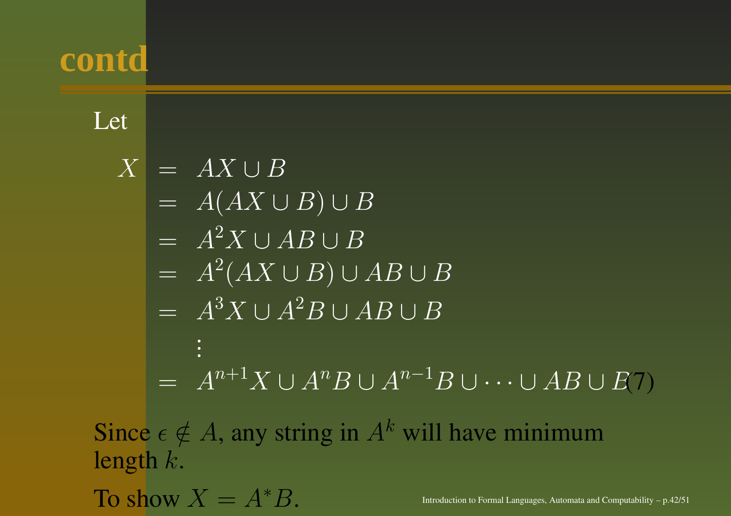# contd

Let

$$
\begin{aligned}
X &= AX \cup B \\
&= A(AX \cup B) \cup B \\
&= A^2X \cup AB \cup B \\
&= A^2(AX \cup B) \cup AB \cup B \\
&= A^3X \cup A^2B \cup AB \cup B \\
&\vdots \\
&= A^{n+1}X \cup A^nB \cup A^{n-1}B \cup \cdots \cup AB \cup B \qquad (7)
\end{aligned}
$$

Since $\epsilon \notin A$, any string in $A^k$ will have minimum length $k$.

To show $X = A^*B$.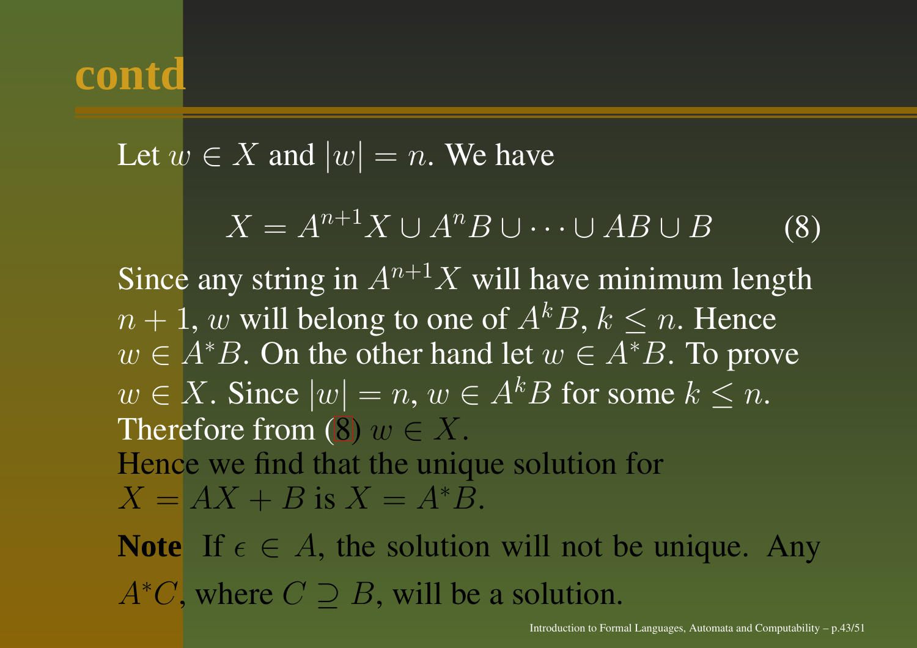# contd

Let $w \in X$ and $|w| = n$. We have

$$X = A^{n+1}X \cup A^nB \cup \cdots \cup AB \cup B \qquad (8)$$

Since any string in $A^{n+1}X$ will have minimum length $n+1$, $w$ will belong to one of $A^kB$, $k \leq n$. Hence $w \in A^*B$. On the other hand let $w \in A^*B$. To prove $w \in X$. Since $|w| = n$, $w \in A^kB$ for some $k \leq n$. Therefore from (8) $w \in X$.
Hence we find that the unique solution for $X = AX + B$ is $X = A^*B$.

**Note** If $\epsilon \in A$, the solution will not be unique. Any $A^*C$, where $C \supseteq B$, will be a solution.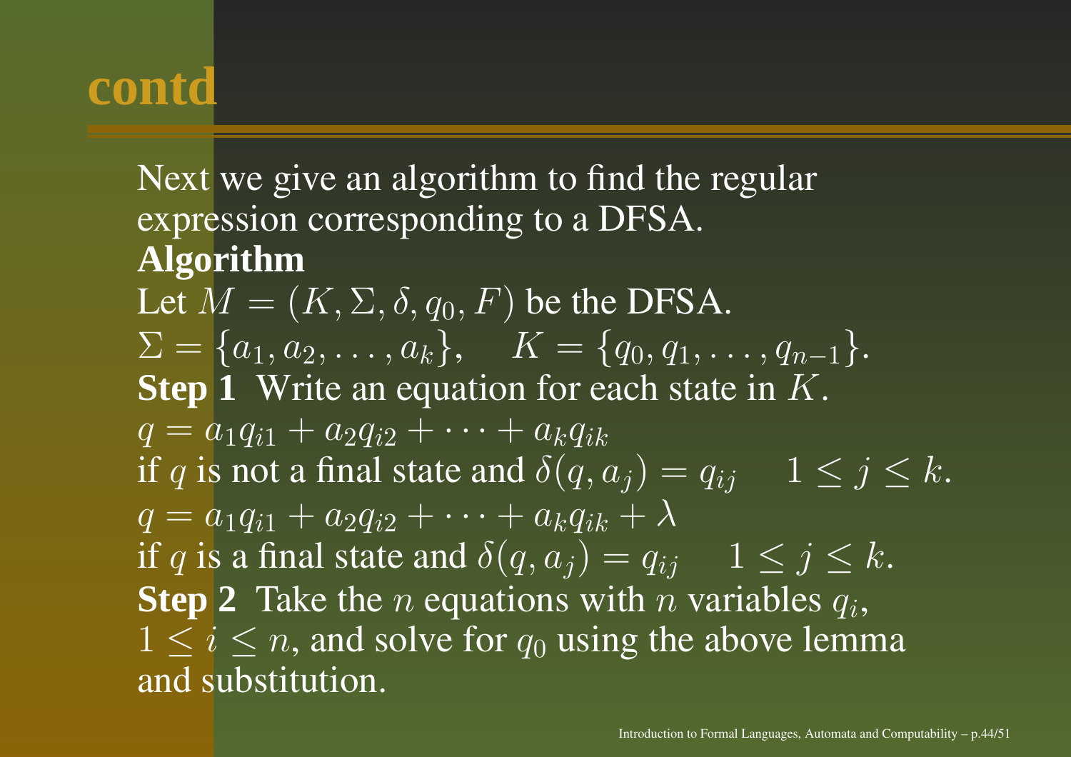# contd

Next we give an algorithm to find the regular expression corresponding to a DFSA.

**Algorithm**

Let $M = (K, \Sigma, \delta, q_0, F)$ be the DFSA.

$\Sigma = \{a_1, a_2, \ldots, a_k\}, \quad K = \{q_0, q_1, \ldots, q_{n-1}\}$.

**Step 1** Write an equation for each state in $K$.

$q = a_1 q_{i1} + a_2 q_{i2} + \cdots + a_k q_{ik}$

if $q$ is not a final state and $\delta(q, a_j) = q_{ij} \quad 1 \leq j \leq k$.

$q = a_1 q_{i1} + a_2 q_{i2} + \cdots + a_k q_{ik} + \lambda$

if $q$ is a final state and $\delta(q, a_j) = q_{ij} \quad 1 \leq j \leq k$.

**Step 2** Take the $n$ equations with $n$ variables $q_i$, $1 \leq i \leq n$, and solve for $q_0$ using the above lemma and substitution.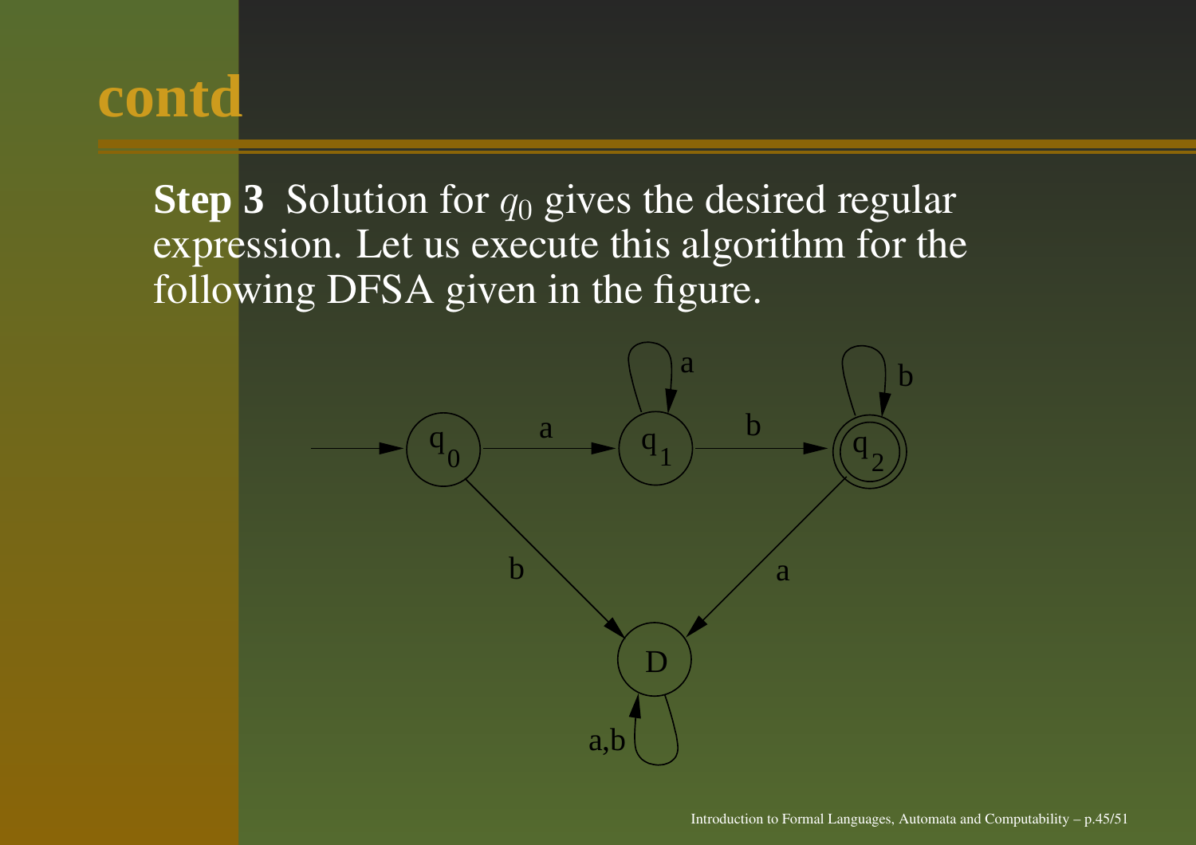# contd

**Step 3** Solution for $q_0$ gives the desired regular expression. Let us execute this algorithm for the following DFSA given in the figure.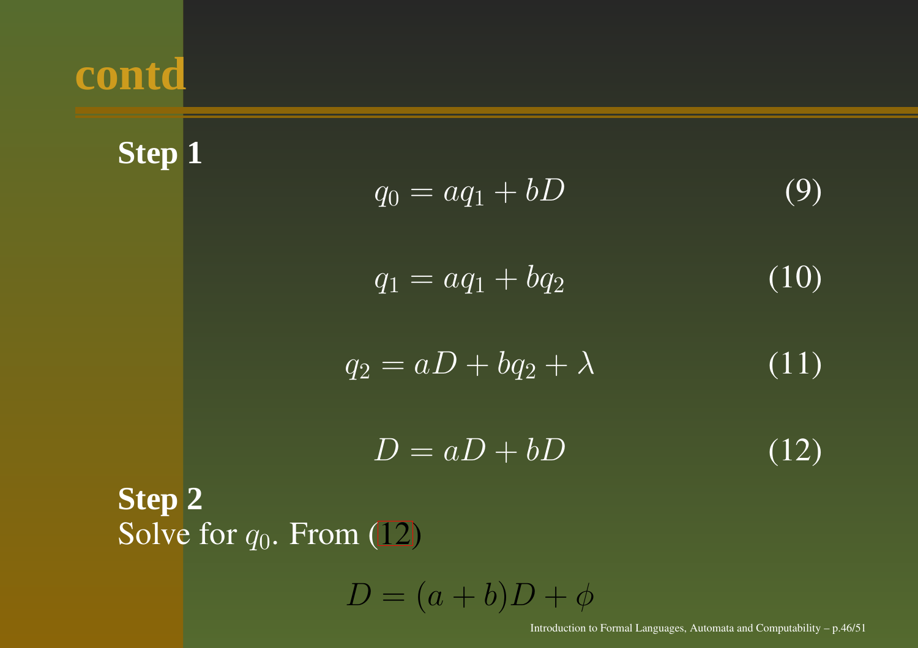# contd

**Step 1**

$$q_0 = aq_1 + bD \tag{9}$$

$$q_1 = aq_1 + bq_2 \tag{10}$$

$$q_2 = aD + bq_2 + \lambda \tag{11}$$

$$D = aD + bD \tag{12}$$

**Step 2**

Solve for $q_0$. From (12)

$$D = (a + b)D + \phi$$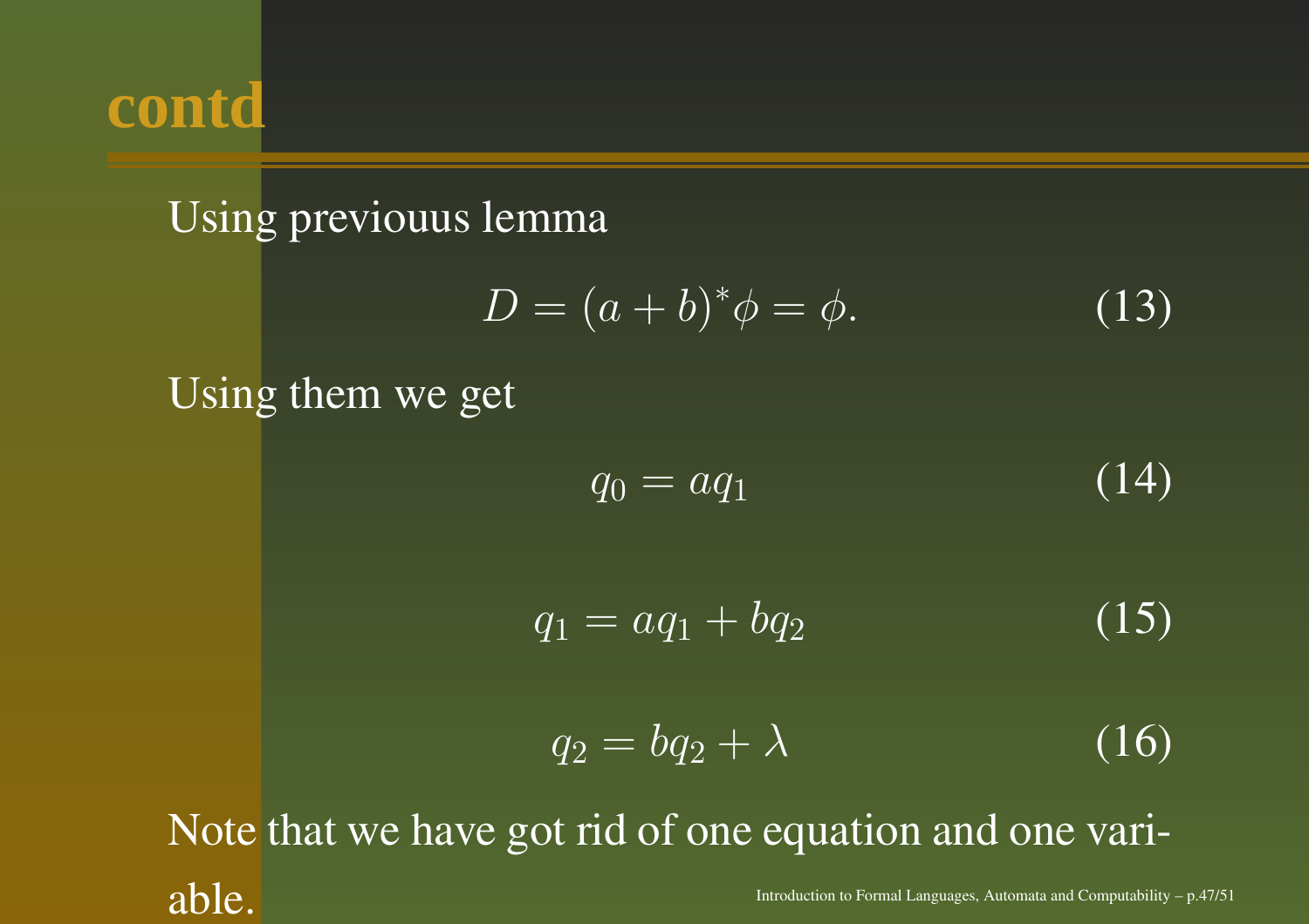# contd

Using previouus lemma

$$D = (a+b)^*\phi = \phi. \tag{13}$$

Using them we get

$$q_0 = aq_1 \tag{14}$$

$$q_1 = aq_1 + bq_2 \tag{15}$$

$$q_2 = bq_2 + \lambda \tag{16}$$

Note that we have got rid of one equation and one variable.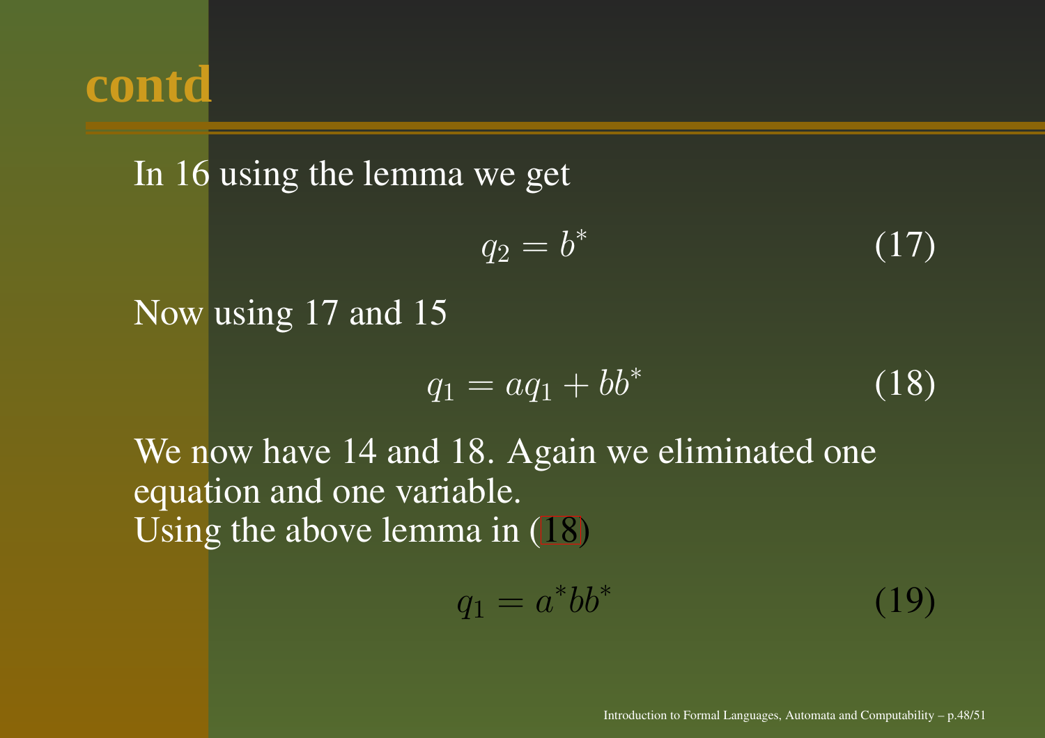## contd

In 16 using the lemma we get

$$q_2 = b^* \tag{17}$$

Now using 17 and 15

$$q_1 = aq_1 + bb^* \tag{18}$$

We now have 14 and 18. Again we eliminated one equation and one variable.
Using the above lemma in (18)

$$q_1 = a^*bb^* \tag{19}$$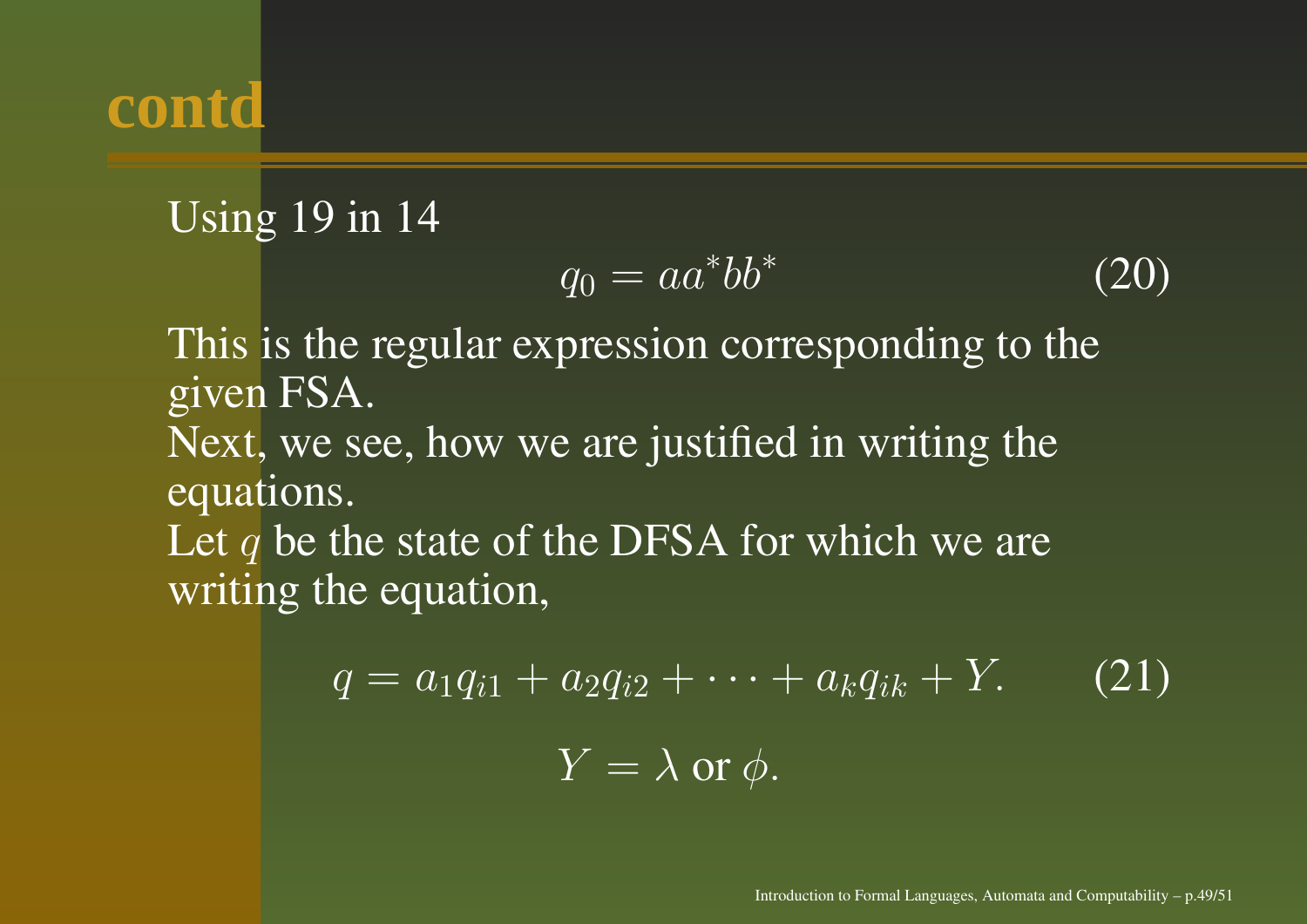# contd

Using 19 in 14

$$q_0 = aa^*bb^* \tag{20}$$

This is the regular expression corresponding to the given FSA.

Next, we see, how we are justified in writing the equations.

Let $q$ be the state of the DFSA for which we are writing the equation,

$$q = a_1 q_{i1} + a_2 q_{i2} + \cdots + a_k q_{ik} + Y. \tag{21}$$

$$Y = \lambda \text{ or } \phi.$$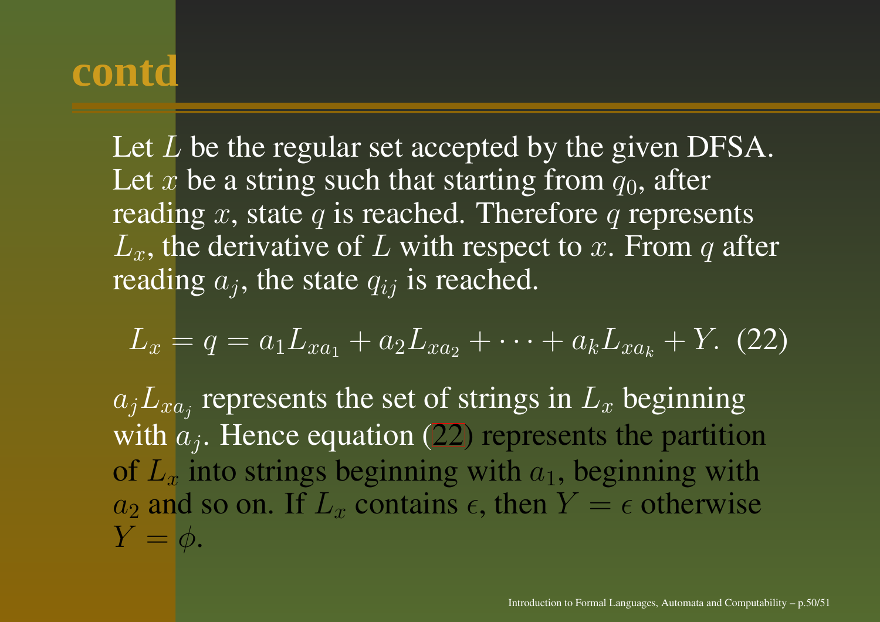# contd

Let $L$ be the regular set accepted by the given DFSA. Let $x$ be a string such that starting from $q_0$, after reading $x$, state $q$ is reached. Therefore $q$ represents $L_x$, the derivative of $L$ with respect to $x$. From $q$ after reading $a_j$, the state $q_{ij}$ is reached.

$$L_x = q = a_1 L_{xa_1} + a_2 L_{xa_2} + \cdots + a_k L_{xa_k} + Y. \quad (22)$$

$a_j L_{xa_j}$ represents the set of strings in $L_x$ beginning with $a_j$. Hence equation (22) represents the partition of $L_x$ into strings beginning with $a_1$, beginning with $a_2$ and so on. If $L_x$ contains $\epsilon$, then $Y = \epsilon$ otherwise $Y = \phi$.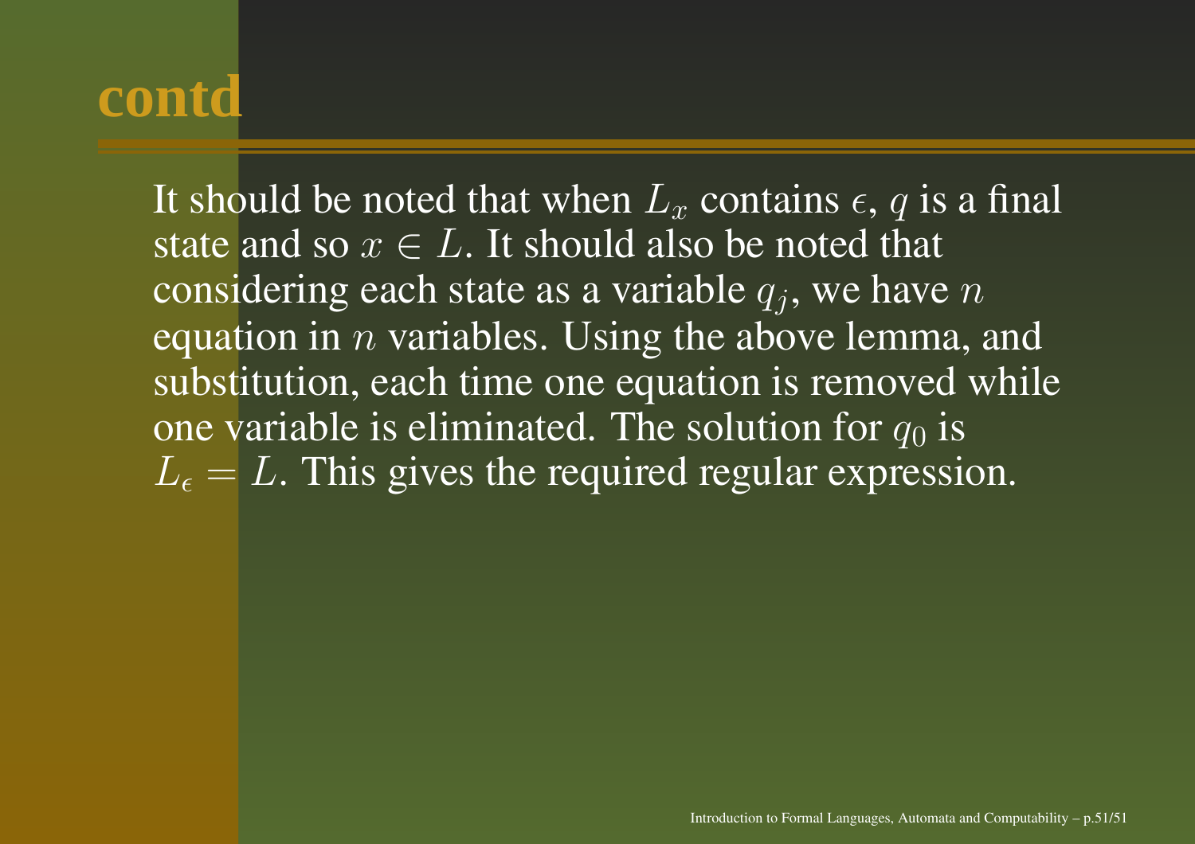# contd

It should be noted that when $L_x$ contains $\epsilon$, $q$ is a final state and so $x \in L$. It should also be noted that considering each state as a variable $q_j$, we have $n$ equation in $n$ variables. Using the above lemma, and substitution, each time one equation is removed while one variable is eliminated. The solution for $q_0$ is $L_\epsilon = L$. This gives the required regular expression.